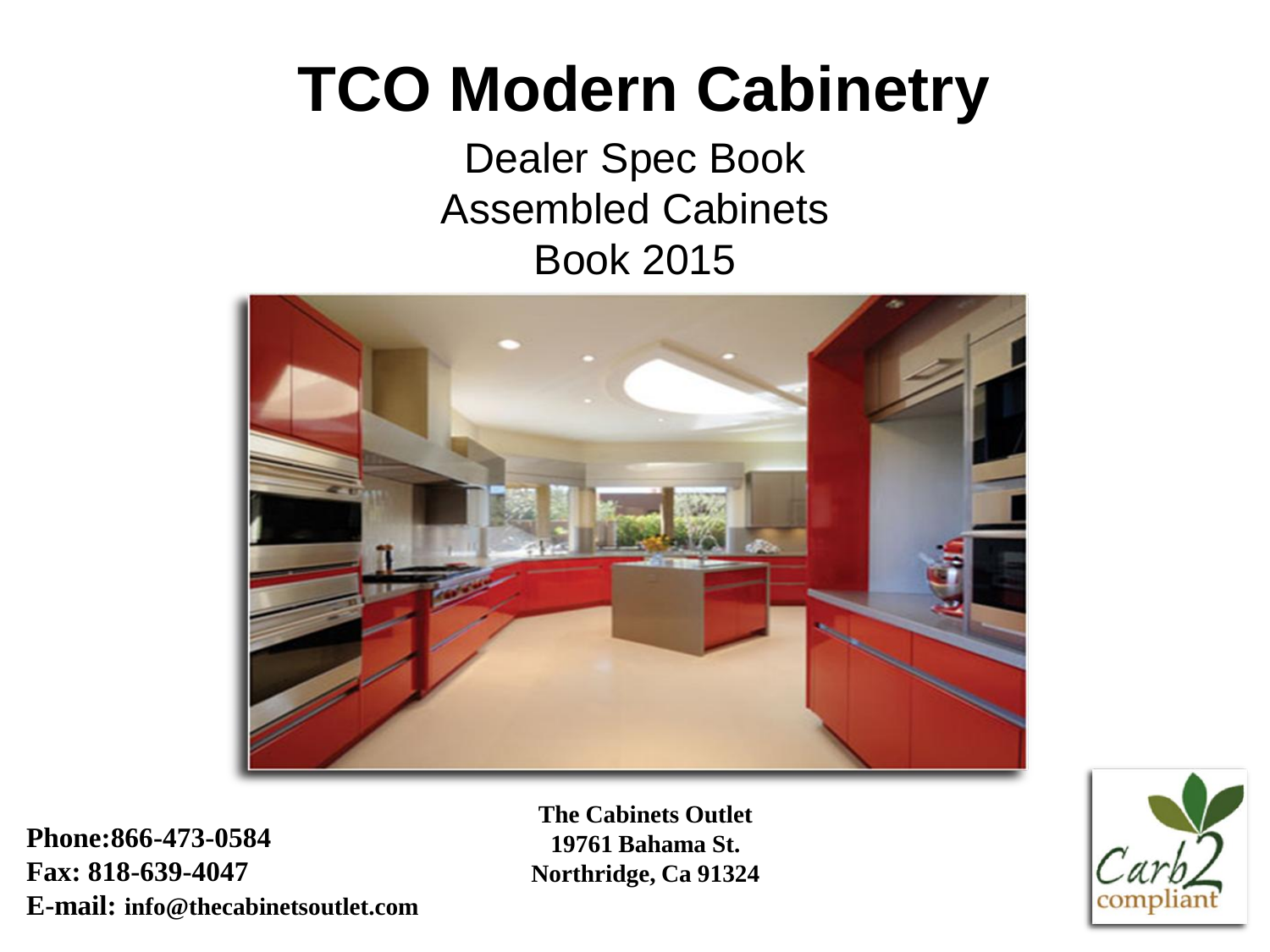# TCO Modern Cabinetry

Dealer Spec Book
Assembled Cabinets
Book 2015

**Phone:866-473-0584**
**Fax: 818-639-4047**
**E-mail: info@thecabinetsoutlet.com**

**The Cabinets Outlet**
**19761 Bahama St.**
**Northridge, Ca 91324**

Carb2 compliant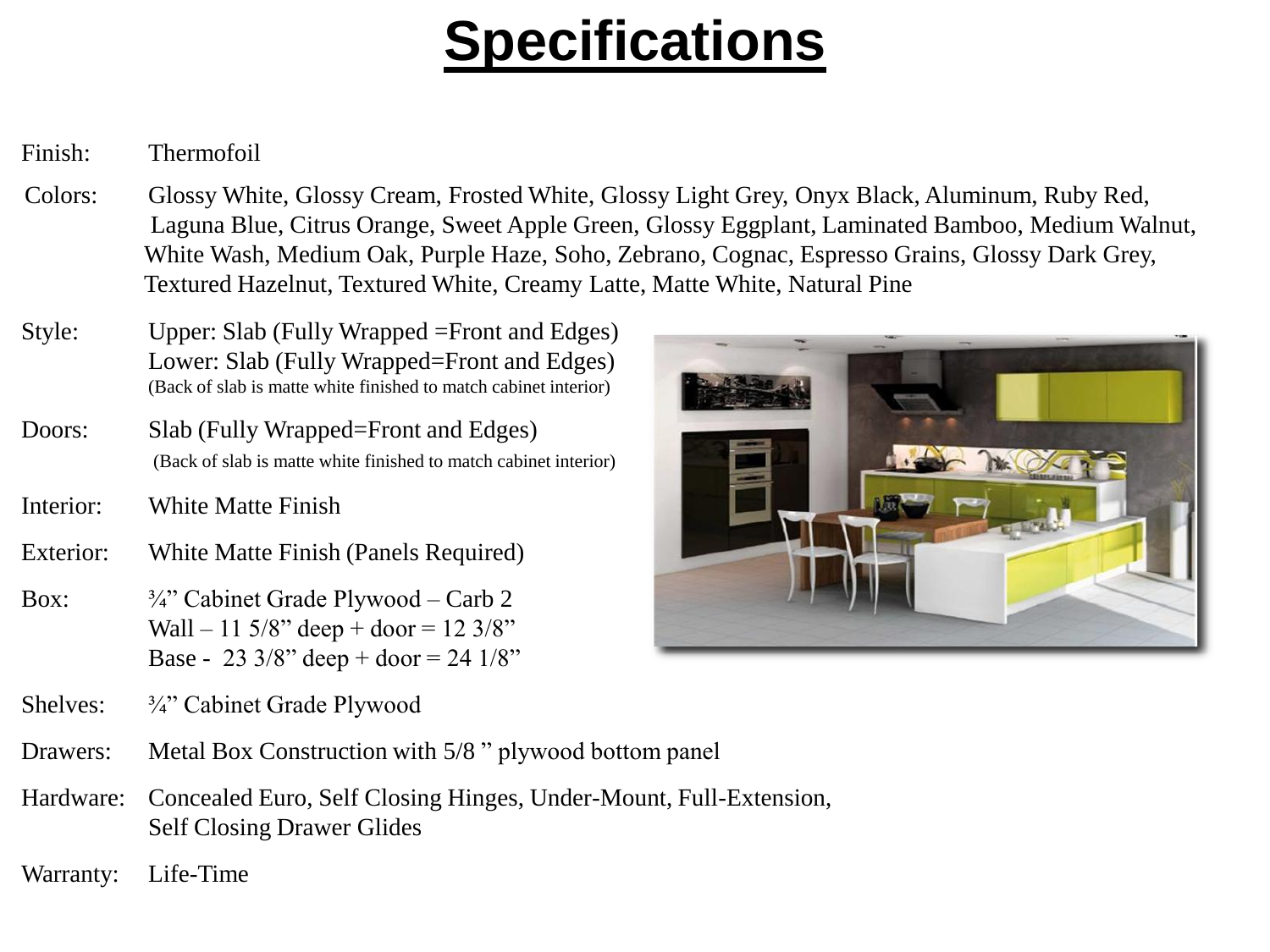# Specifications

Finish: Thermofoil

Colors: Glossy White, Glossy Cream, Frosted White, Glossy Light Grey, Onyx Black, Aluminum, Ruby Red, Laguna Blue, Citrus Orange, Sweet Apple Green, Glossy Eggplant, Laminated Bamboo, Medium Walnut, White Wash, Medium Oak, Purple Haze, Soho, Zebrano, Cognac, Espresso Grains, Glossy Dark Grey, Textured Hazelnut, Textured White, Creamy Latte, Matte White, Natural Pine

Style: Upper: Slab (Fully Wrapped =Front and Edges)
Lower: Slab (Fully Wrapped=Front and Edges)
(Back of slab is matte white finished to match cabinet interior)

Doors: Slab (Fully Wrapped=Front and Edges)
(Back of slab is matte white finished to match cabinet interior)

Interior: White Matte Finish

Exterior: White Matte Finish (Panels Required)

Box: ¾" Cabinet Grade Plywood – Carb 2
Wall – 11 5/8" deep + door = 12 3/8"
Base - 23 3/8" deep + door = 24 1/8"

Shelves: ¾" Cabinet Grade Plywood

Drawers: Metal Box Construction with 5/8 " plywood bottom panel

Hardware: Concealed Euro, Self Closing Hinges, Under-Mount, Full-Extension, Self Closing Drawer Glides

Warranty: Life-Time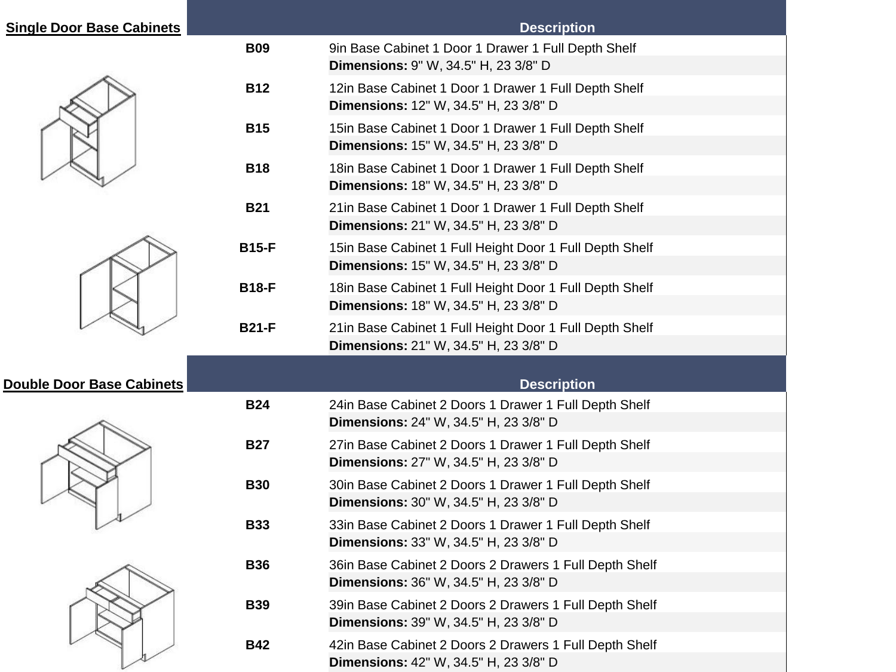## Single Door Base Cabinets

| | Description |
|---|---|
| **B09** | 9in Base Cabinet 1 Door 1 Drawer 1 Full Depth Shelf<br>**Dimensions:** 9" W, 34.5" H, 23 3/8" D |
| **B12** | 12in Base Cabinet 1 Door 1 Drawer 1 Full Depth Shelf<br>**Dimensions:** 12" W, 34.5" H, 23 3/8" D |
| **B15** | 15in Base Cabinet 1 Door 1 Drawer 1 Full Depth Shelf<br>**Dimensions:** 15" W, 34.5" H, 23 3/8" D |
| **B18** | 18in Base Cabinet 1 Door 1 Drawer 1 Full Depth Shelf<br>**Dimensions:** 18" W, 34.5" H, 23 3/8" D |
| **B21** | 21in Base Cabinet 1 Door 1 Drawer 1 Full Depth Shelf<br>**Dimensions:** 21" W, 34.5" H, 23 3/8" D |
| **B15-F** | 15in Base Cabinet 1 Full Height Door 1 Full Depth Shelf<br>**Dimensions:** 15" W, 34.5" H, 23 3/8" D |
| **B18-F** | 18in Base Cabinet 1 Full Height Door 1 Full Depth Shelf<br>**Dimensions:** 18" W, 34.5" H, 23 3/8" D |
| **B21-F** | 21in Base Cabinet 1 Full Height Door 1 Full Depth Shelf<br>**Dimensions:** 21" W, 34.5" H, 23 3/8" D |

## Double Door Base Cabinets

| | Description |
|---|---|
| **B24** | 24in Base Cabinet 2 Doors 1 Drawer 1 Full Depth Shelf<br>**Dimensions:** 24" W, 34.5" H, 23 3/8" D |
| **B27** | 27in Base Cabinet 2 Doors 1 Drawer 1 Full Depth Shelf<br>**Dimensions:** 27" W, 34.5" H, 23 3/8" D |
| **B30** | 30in Base Cabinet 2 Doors 1 Drawer 1 Full Depth Shelf<br>**Dimensions:** 30" W, 34.5" H, 23 3/8" D |
| **B33** | 33in Base Cabinet 2 Doors 1 Drawer 1 Full Depth Shelf<br>**Dimensions:** 33" W, 34.5" H, 23 3/8" D |
| **B36** | 36in Base Cabinet 2 Doors 2 Drawers 1 Full Depth Shelf<br>**Dimensions:** 36" W, 34.5" H, 23 3/8" D |
| **B39** | 39in Base Cabinet 2 Doors 2 Drawers 1 Full Depth Shelf<br>**Dimensions:** 39" W, 34.5" H, 23 3/8" D |
| **B42** | 42in Base Cabinet 2 Doors 2 Drawers 1 Full Depth Shelf<br>**Dimensions:** 42" W, 34.5" H, 23 3/8" D |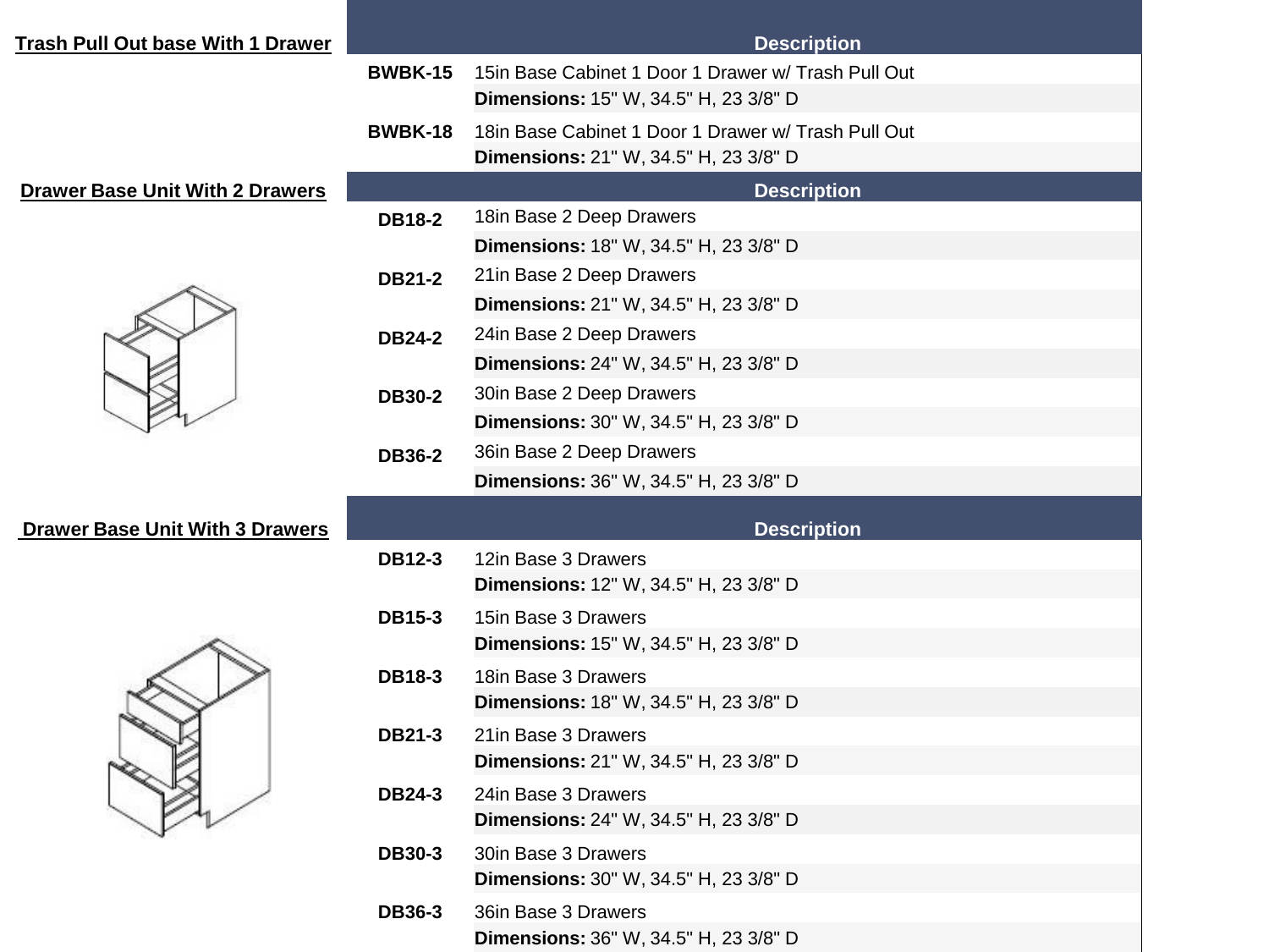## Trash Pull Out base With 1 Drawer

| | Description |
|---|---|
| **BWBK-15** | 15in Base Cabinet 1 Door 1 Drawer w/ Trash Pull Out |
| | **Dimensions:** 15" W, 34.5" H, 23 3/8" D |
| **BWBK-18** | 18in Base Cabinet 1 Door 1 Drawer w/ Trash Pull Out |
| | **Dimensions:** 21" W, 34.5" H, 23 3/8" D |

## Drawer Base Unit With 2 Drawers

| | Description |
|---|---|
| **DB18-2** | 18in Base 2 Deep Drawers |
| | **Dimensions:** 18" W, 34.5" H, 23 3/8" D |
| **DB21-2** | 21in Base 2 Deep Drawers |
| | **Dimensions:** 21" W, 34.5" H, 23 3/8" D |
| **DB24-2** | 24in Base 2 Deep Drawers |
| | **Dimensions:** 24" W, 34.5" H, 23 3/8" D |
| **DB30-2** | 30in Base 2 Deep Drawers |
| | **Dimensions:** 30" W, 34.5" H, 23 3/8" D |
| **DB36-2** | 36in Base 2 Deep Drawers |
| | **Dimensions:** 36" W, 34.5" H, 23 3/8" D |

## Drawer Base Unit With 3 Drawers

| | Description |
|---|---|
| **DB12-3** | 12in Base 3 Drawers |
| | **Dimensions:** 12" W, 34.5" H, 23 3/8" D |
| **DB15-3** | 15in Base 3 Drawers |
| | **Dimensions:** 15" W, 34.5" H, 23 3/8" D |
| **DB18-3** | 18in Base 3 Drawers |
| | **Dimensions:** 18" W, 34.5" H, 23 3/8" D |
| **DB21-3** | 21in Base 3 Drawers |
| | **Dimensions:** 21" W, 34.5" H, 23 3/8" D |
| **DB24-3** | 24in Base 3 Drawers |
| | **Dimensions:** 24" W, 34.5" H, 23 3/8" D |
| **DB30-3** | 30in Base 3 Drawers |
| | **Dimensions:** 30" W, 34.5" H, 23 3/8" D |
| **DB36-3** | 36in Base 3 Drawers |
| | **Dimensions:** 36" W, 34.5" H, 23 3/8" D |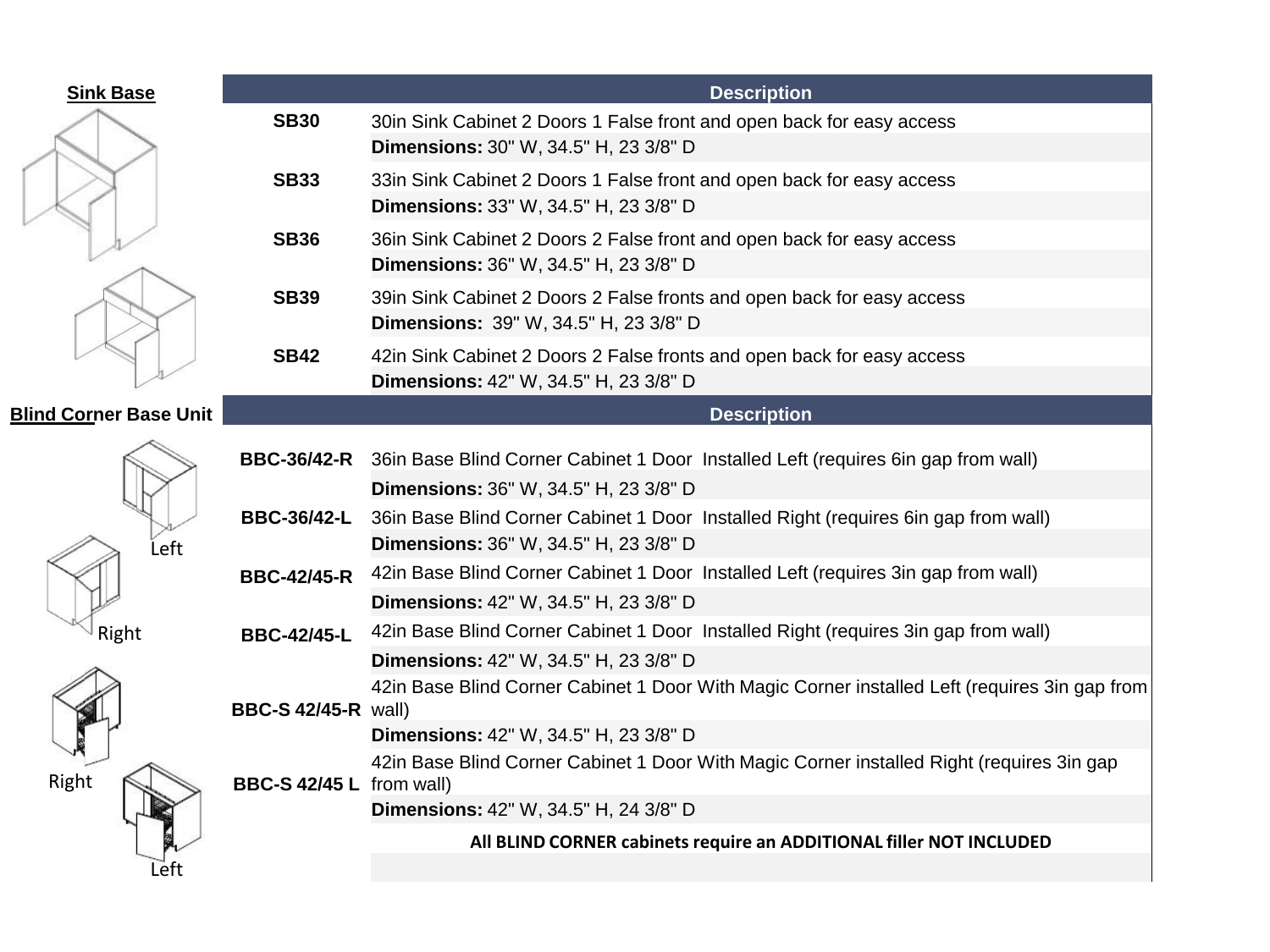## Sink Base

| | Description |
|---|---|
| **SB30** | 30in Sink Cabinet 2 Doors 1 False front and open back for easy access |
| | **Dimensions:** 30" W, 34.5" H, 23 3/8" D |
| **SB33** | 33in Sink Cabinet 2 Doors 1 False front and open back for easy access |
| | **Dimensions:** 33" W, 34.5" H, 23 3/8" D |
| **SB36** | 36in Sink Cabinet 2 Doors 2 False front and open back for easy access |
| | **Dimensions:** 36" W, 34.5" H, 23 3/8" D |
| **SB39** | 39in Sink Cabinet 2 Doors 2 False fronts and open back for easy access |
| | **Dimensions:** 39" W, 34.5" H, 23 3/8" D |
| **SB42** | 42in Sink Cabinet 2 Doors 2 False fronts and open back for easy access |
| | **Dimensions:** 42" W, 34.5" H, 23 3/8" D |

## Blind Corner Base Unit

Left

Right

Right

Left

| | Description |
|---|---|
| **BBC-36/42-R** | 36in Base Blind Corner Cabinet 1 Door Installed Left (requires 6in gap from wall) |
| | **Dimensions:** 36" W, 34.5" H, 23 3/8" D |
| **BBC-36/42-L** | 36in Base Blind Corner Cabinet 1 Door Installed Right (requires 6in gap from wall) |
| | **Dimensions:** 36" W, 34.5" H, 23 3/8" D |
| **BBC-42/45-R** | 42in Base Blind Corner Cabinet 1 Door Installed Left (requires 3in gap from wall) |
| | **Dimensions:** 42" W, 34.5" H, 23 3/8" D |
| **BBC-42/45-L** | 42in Base Blind Corner Cabinet 1 Door Installed Right (requires 3in gap from wall) |
| | **Dimensions:** 42" W, 34.5" H, 23 3/8" D |
| **BBC-S 42/45-R** | 42in Base Blind Corner Cabinet 1 Door With Magic Corner installed Left (requires 3in gap from wall) |
| | **Dimensions:** 42" W, 34.5" H, 23 3/8" D |
| **BBC-S 42/45 L** | 42in Base Blind Corner Cabinet 1 Door With Magic Corner installed Right (requires 3in gap from wall) |
| | **Dimensions:** 42" W, 34.5" H, 24 3/8" D |
| | **All BLIND CORNER cabinets require an ADDITIONAL filler NOT INCLUDED** |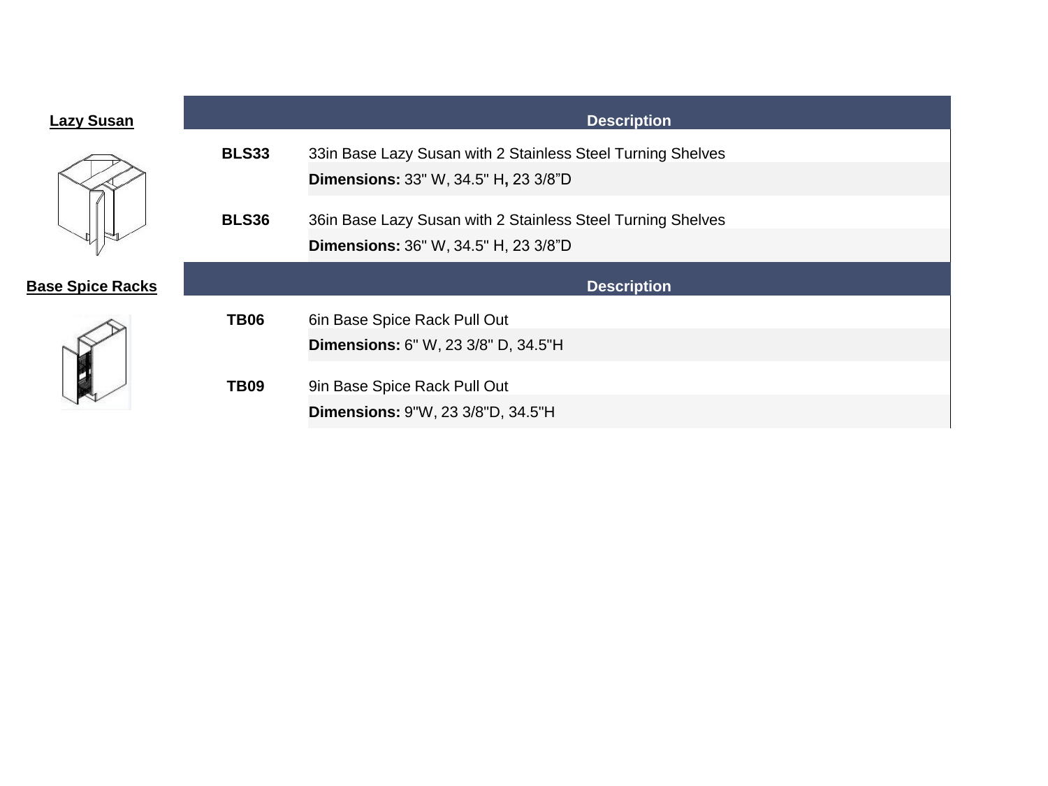**Lazy Susan**

| | Description |
|---|---|
| **BLS33** | 33in Base Lazy Susan with 2 Stainless Steel Turning Shelves |
| | **Dimensions:** 33" W, 34.5" H**,** 23 3/8”D |
| **BLS36** | 36in Base Lazy Susan with 2 Stainless Steel Turning Shelves |
| | **Dimensions:** 36" W, 34.5" H, 23 3/8”D |

**Base Spice Racks**

| | Description |
|---|---|
| **TB06** | 6in Base Spice Rack Pull Out |
| | **Dimensions:** 6" W, 23 3/8" D, 34.5"H |
| **TB09** | 9in Base Spice Rack Pull Out |
| | **Dimensions:** 9"W, 23 3/8"D, 34.5"H |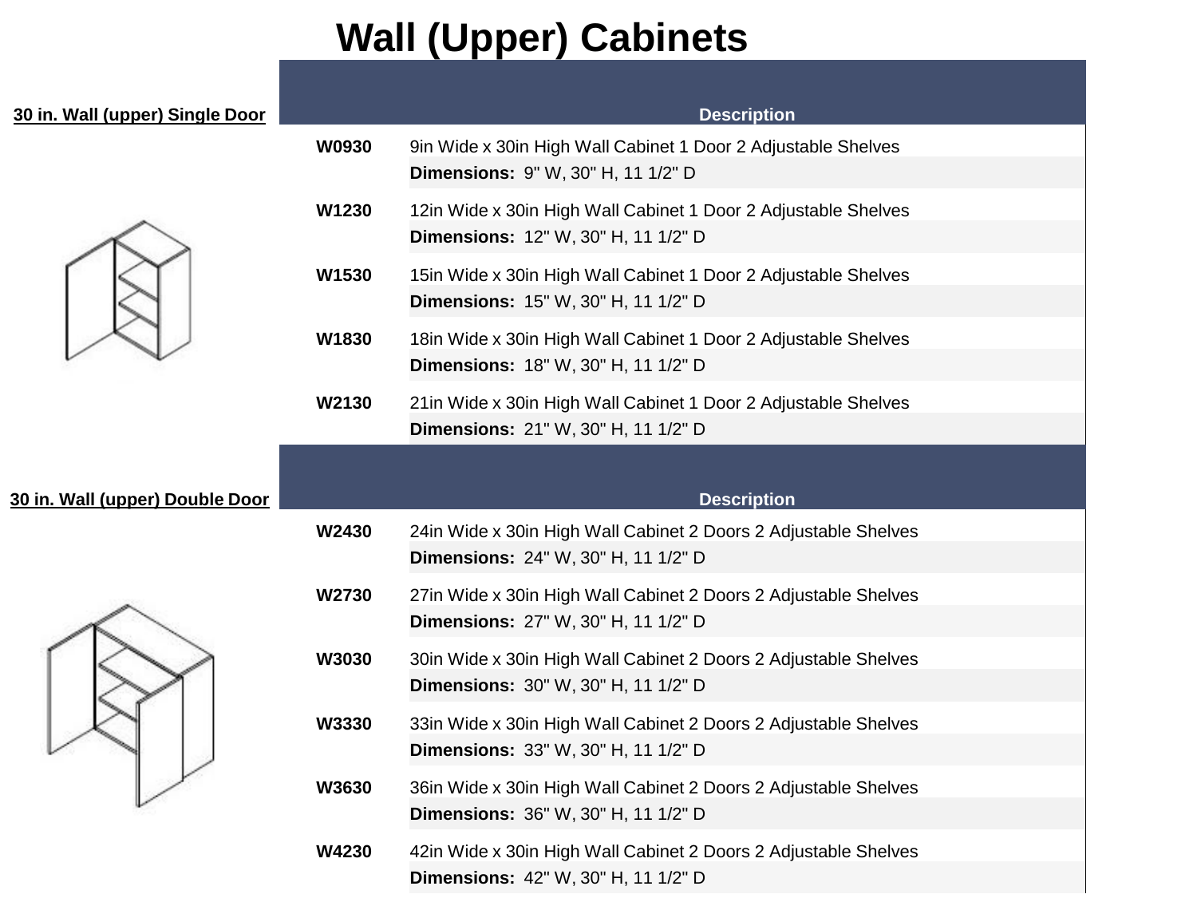# Wall (Upper) Cabinets

## 30 in. Wall (upper) Single Door

| | Description |
|---|---|
| **W0930** | 9in Wide x 30in High Wall Cabinet 1 Door 2 Adjustable Shelves |
| | **Dimensions:** 9" W, 30" H, 11 1/2" D |
| **W1230** | 12in Wide x 30in High Wall Cabinet 1 Door 2 Adjustable Shelves |
| | **Dimensions:** 12" W, 30" H, 11 1/2" D |
| **W1530** | 15in Wide x 30in High Wall Cabinet 1 Door 2 Adjustable Shelves |
| | **Dimensions:** 15" W, 30" H, 11 1/2" D |
| **W1830** | 18in Wide x 30in High Wall Cabinet 1 Door 2 Adjustable Shelves |
| | **Dimensions:** 18" W, 30" H, 11 1/2" D |
| **W2130** | 21in Wide x 30in High Wall Cabinet 1 Door 2 Adjustable Shelves |
| | **Dimensions:** 21" W, 30" H, 11 1/2" D |

## 30 in. Wall (upper) Double Door

| | Description |
|---|---|
| **W2430** | 24in Wide x 30in High Wall Cabinet 2 Doors 2 Adjustable Shelves |
| | **Dimensions:** 24" W, 30" H, 11 1/2" D |
| **W2730** | 27in Wide x 30in High Wall Cabinet 2 Doors 2 Adjustable Shelves |
| | **Dimensions:** 27" W, 30" H, 11 1/2" D |
| **W3030** | 30in Wide x 30in High Wall Cabinet 2 Doors 2 Adjustable Shelves |
| | **Dimensions:** 30" W, 30" H, 11 1/2" D |
| **W3330** | 33in Wide x 30in High Wall Cabinet 2 Doors 2 Adjustable Shelves |
| | **Dimensions:** 33" W, 30" H, 11 1/2" D |
| **W3630** | 36in Wide x 30in High Wall Cabinet 2 Doors 2 Adjustable Shelves |
| | **Dimensions:** 36" W, 30" H, 11 1/2" D |
| **W4230** | 42in Wide x 30in High Wall Cabinet 2 Doors 2 Adjustable Shelves |
| | **Dimensions:** 42" W, 30" H, 11 1/2" D |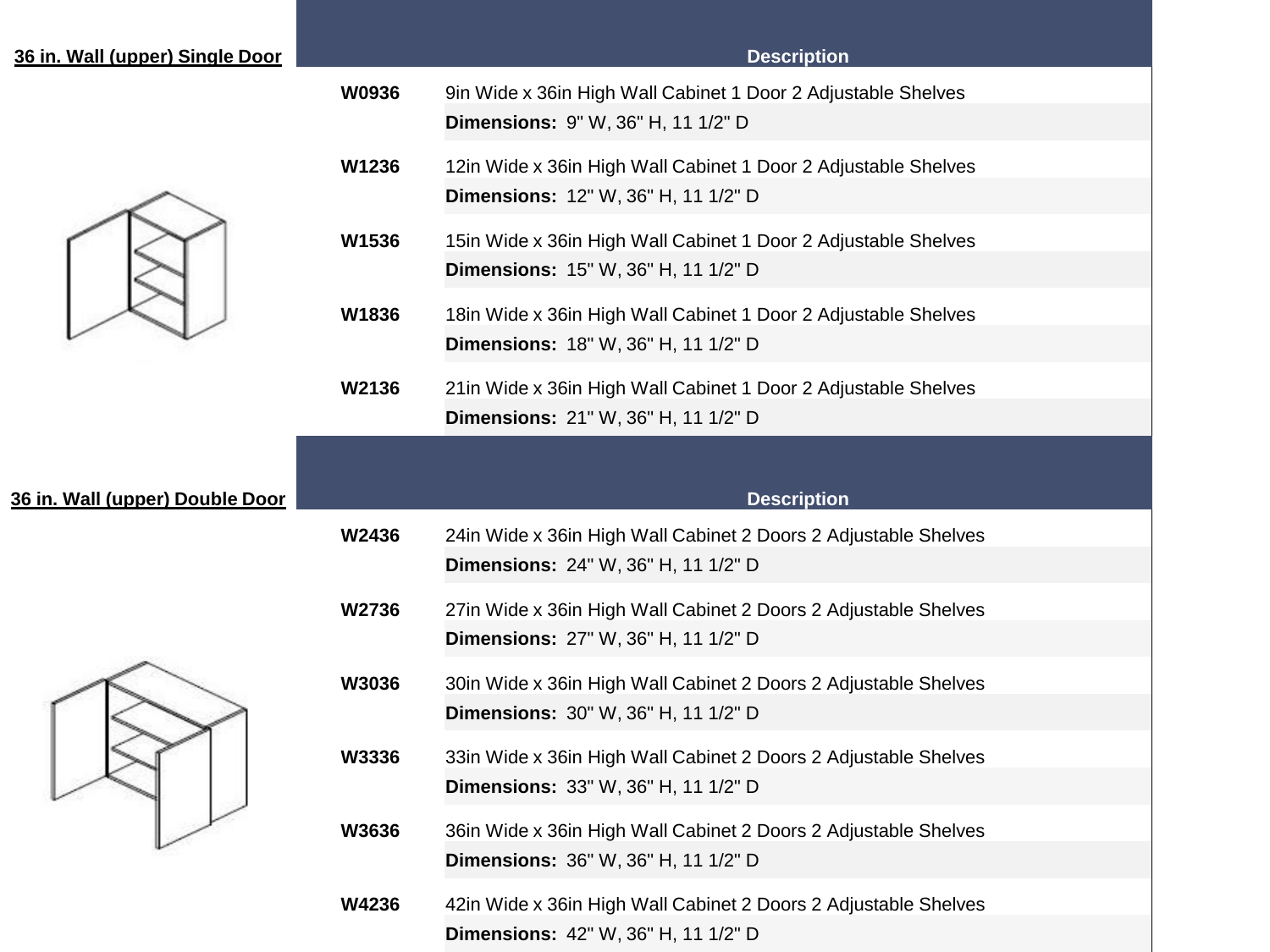## 36 in. Wall (upper) Single Door

| | Description |
|---|---|
| **W0936** | 9in Wide x 36in High Wall Cabinet 1 Door 2 Adjustable Shelves |
| | **Dimensions:** 9" W, 36" H, 11 1/2" D |
| **W1236** | 12in Wide x 36in High Wall Cabinet 1 Door 2 Adjustable Shelves |
| | **Dimensions:** 12" W, 36" H, 11 1/2" D |
| **W1536** | 15in Wide x 36in High Wall Cabinet 1 Door 2 Adjustable Shelves |
| | **Dimensions:** 15" W, 36" H, 11 1/2" D |
| **W1836** | 18in Wide x 36in High Wall Cabinet 1 Door 2 Adjustable Shelves |
| | **Dimensions:** 18" W, 36" H, 11 1/2" D |
| **W2136** | 21in Wide x 36in High Wall Cabinet 1 Door 2 Adjustable Shelves |
| | **Dimensions:** 21" W, 36" H, 11 1/2" D |

## 36 in. Wall (upper) Double Door

| | Description |
|---|---|
| **W2436** | 24in Wide x 36in High Wall Cabinet 2 Doors 2 Adjustable Shelves |
| | **Dimensions:** 24" W, 36" H, 11 1/2" D |
| **W2736** | 27in Wide x 36in High Wall Cabinet 2 Doors 2 Adjustable Shelves |
| | **Dimensions:** 27" W, 36" H, 11 1/2" D |
| **W3036** | 30in Wide x 36in High Wall Cabinet 2 Doors 2 Adjustable Shelves |
| | **Dimensions:** 30" W, 36" H, 11 1/2" D |
| **W3336** | 33in Wide x 36in High Wall Cabinet 2 Doors 2 Adjustable Shelves |
| | **Dimensions:** 33" W, 36" H, 11 1/2" D |
| **W3636** | 36in Wide x 36in High Wall Cabinet 2 Doors 2 Adjustable Shelves |
| | **Dimensions:** 36" W, 36" H, 11 1/2" D |
| **W4236** | 42in Wide x 36in High Wall Cabinet 2 Doors 2 Adjustable Shelves |
| | **Dimensions:** 42" W, 36" H, 11 1/2" D |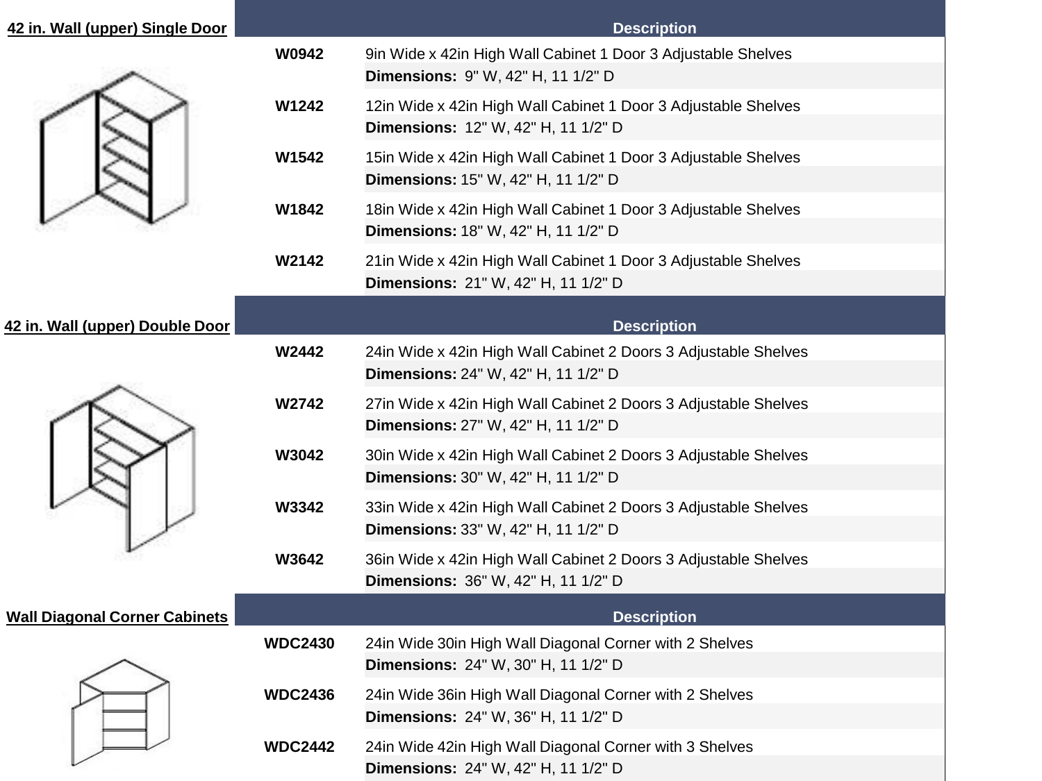## 42 in. Wall (upper) Single Door

| | Description |
|---|---|
| **W0942** | 9in Wide x 42in High Wall Cabinet 1 Door 3 Adjustable Shelves |
| | **Dimensions:** 9" W, 42" H, 11 1/2" D |
| **W1242** | 12in Wide x 42in High Wall Cabinet 1 Door 3 Adjustable Shelves |
| | **Dimensions:** 12" W, 42" H, 11 1/2" D |
| **W1542** | 15in Wide x 42in High Wall Cabinet 1 Door 3 Adjustable Shelves |
| | **Dimensions:** 15" W, 42" H, 11 1/2" D |
| **W1842** | 18in Wide x 42in High Wall Cabinet 1 Door 3 Adjustable Shelves |
| | **Dimensions:** 18" W, 42" H, 11 1/2" D |
| **W2142** | 21in Wide x 42in High Wall Cabinet 1 Door 3 Adjustable Shelves |
| | **Dimensions:** 21" W, 42" H, 11 1/2" D |

## 42 in. Wall (upper) Double Door

| | Description |
|---|---|
| **W2442** | 24in Wide x 42in High Wall Cabinet 2 Doors 3 Adjustable Shelves |
| | **Dimensions:** 24" W, 42" H, 11 1/2" D |
| **W2742** | 27in Wide x 42in High Wall Cabinet 2 Doors 3 Adjustable Shelves |
| | **Dimensions:** 27" W, 42" H, 11 1/2" D |
| **W3042** | 30in Wide x 42in High Wall Cabinet 2 Doors 3 Adjustable Shelves |
| | **Dimensions:** 30" W, 42" H, 11 1/2" D |
| **W3342** | 33in Wide x 42in High Wall Cabinet 2 Doors 3 Adjustable Shelves |
| | **Dimensions:** 33" W, 42" H, 11 1/2" D |
| **W3642** | 36in Wide x 42in High Wall Cabinet 2 Doors 3 Adjustable Shelves |
| | **Dimensions:** 36" W, 42" H, 11 1/2" D |

## Wall Diagonal Corner Cabinets

| | Description |
|---|---|
| **WDC2430** | 24in Wide 30in High Wall Diagonal Corner with 2 Shelves |
| | **Dimensions:** 24" W, 30" H, 11 1/2" D |
| **WDC2436** | 24in Wide 36in High Wall Diagonal Corner with 2 Shelves |
| | **Dimensions:** 24" W, 36" H, 11 1/2" D |
| **WDC2442** | 24in Wide 42in High Wall Diagonal Corner with 3 Shelves |
| | **Dimensions:** 24" W, 42" H, 11 1/2" D |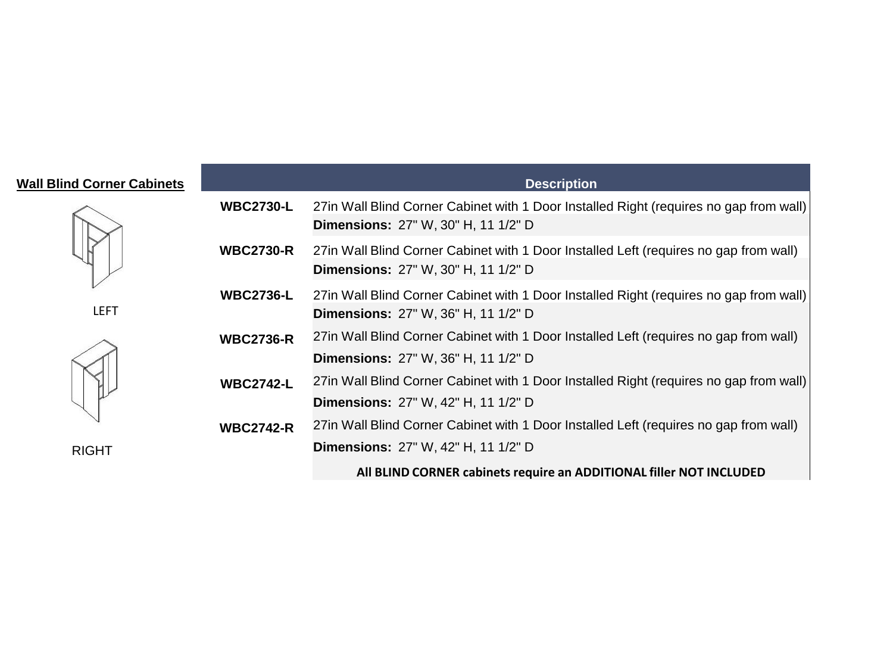## Wall Blind Corner Cabinets

LEFT

RIGHT

| | Description |
|---|---|
| **WBC2730-L** | 27in Wall Blind Corner Cabinet with 1 Door Installed Right (requires no gap from wall)<br>**Dimensions:** 27" W, 30" H, 11 1/2" D |
| **WBC2730-R** | 27in Wall Blind Corner Cabinet with 1 Door Installed Left (requires no gap from wall)<br>**Dimensions:** 27" W, 30" H, 11 1/2" D |
| **WBC2736-L** | 27in Wall Blind Corner Cabinet with 1 Door Installed Right (requires no gap from wall)<br>**Dimensions:** 27" W, 36" H, 11 1/2" D |
| **WBC2736-R** | 27in Wall Blind Corner Cabinet with 1 Door Installed Left (requires no gap from wall)<br>**Dimensions:** 27" W, 36" H, 11 1/2" D |
| **WBC2742-L** | 27in Wall Blind Corner Cabinet with 1 Door Installed Right (requires no gap from wall)<br>**Dimensions:** 27" W, 42" H, 11 1/2" D |
| **WBC2742-R** | 27in Wall Blind Corner Cabinet with 1 Door Installed Left (requires no gap from wall)<br>**Dimensions:** 27" W, 42" H, 11 1/2" D |

**All BLIND CORNER cabinets require an ADDITIONAL filler NOT INCLUDED**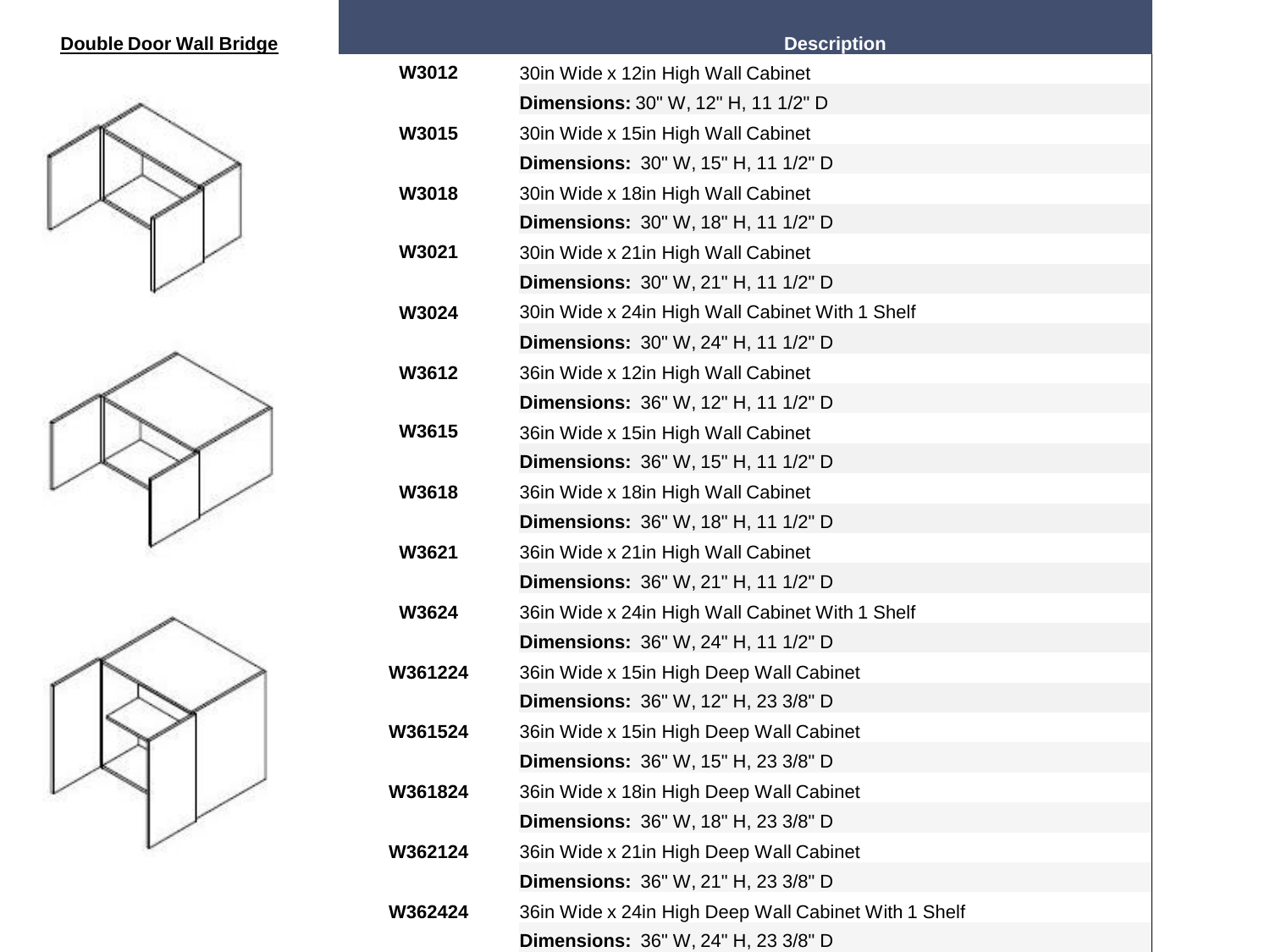**Double Door Wall Bridge**

| | Description |
|---|---|
| **W3012** | 30in Wide x 12in High Wall Cabinet |
| | **Dimensions:** 30" W, 12" H, 11 1/2" D |
| **W3015** | 30in Wide x 15in High Wall Cabinet |
| | **Dimensions:** 30" W, 15" H, 11 1/2" D |
| **W3018** | 30in Wide x 18in High Wall Cabinet |
| | **Dimensions:** 30" W, 18" H, 11 1/2" D |
| **W3021** | 30in Wide x 21in High Wall Cabinet |
| | **Dimensions:** 30" W, 21" H, 11 1/2" D |
| **W3024** | 30in Wide x 24in High Wall Cabinet With 1 Shelf |
| | **Dimensions:** 30" W, 24" H, 11 1/2" D |
| **W3612** | 36in Wide x 12in High Wall Cabinet |
| | **Dimensions:** 36" W, 12" H, 11 1/2" D |
| **W3615** | 36in Wide x 15in High Wall Cabinet |
| | **Dimensions:** 36" W, 15" H, 11 1/2" D |
| **W3618** | 36in Wide x 18in High Wall Cabinet |
| | **Dimensions:** 36" W, 18" H, 11 1/2" D |
| **W3621** | 36in Wide x 21in High Wall Cabinet |
| | **Dimensions:** 36" W, 21" H, 11 1/2" D |
| **W3624** | 36in Wide x 24in High Wall Cabinet With 1 Shelf |
| | **Dimensions:** 36" W, 24" H, 11 1/2" D |
| **W361224** | 36in Wide x 15in High Deep Wall Cabinet |
| | **Dimensions:** 36" W, 12" H, 23 3/8" D |
| **W361524** | 36in Wide x 15in High Deep Wall Cabinet |
| | **Dimensions:** 36" W, 15" H, 23 3/8" D |
| **W361824** | 36in Wide x 18in High Deep Wall Cabinet |
| | **Dimensions:** 36" W, 18" H, 23 3/8" D |
| **W362124** | 36in Wide x 21in High Deep Wall Cabinet |
| | **Dimensions:** 36" W, 21" H, 23 3/8" D |
| **W362424** | 36in Wide x 24in High Deep Wall Cabinet With 1 Shelf |
| | **Dimensions:** 36" W, 24" H, 23 3/8" D |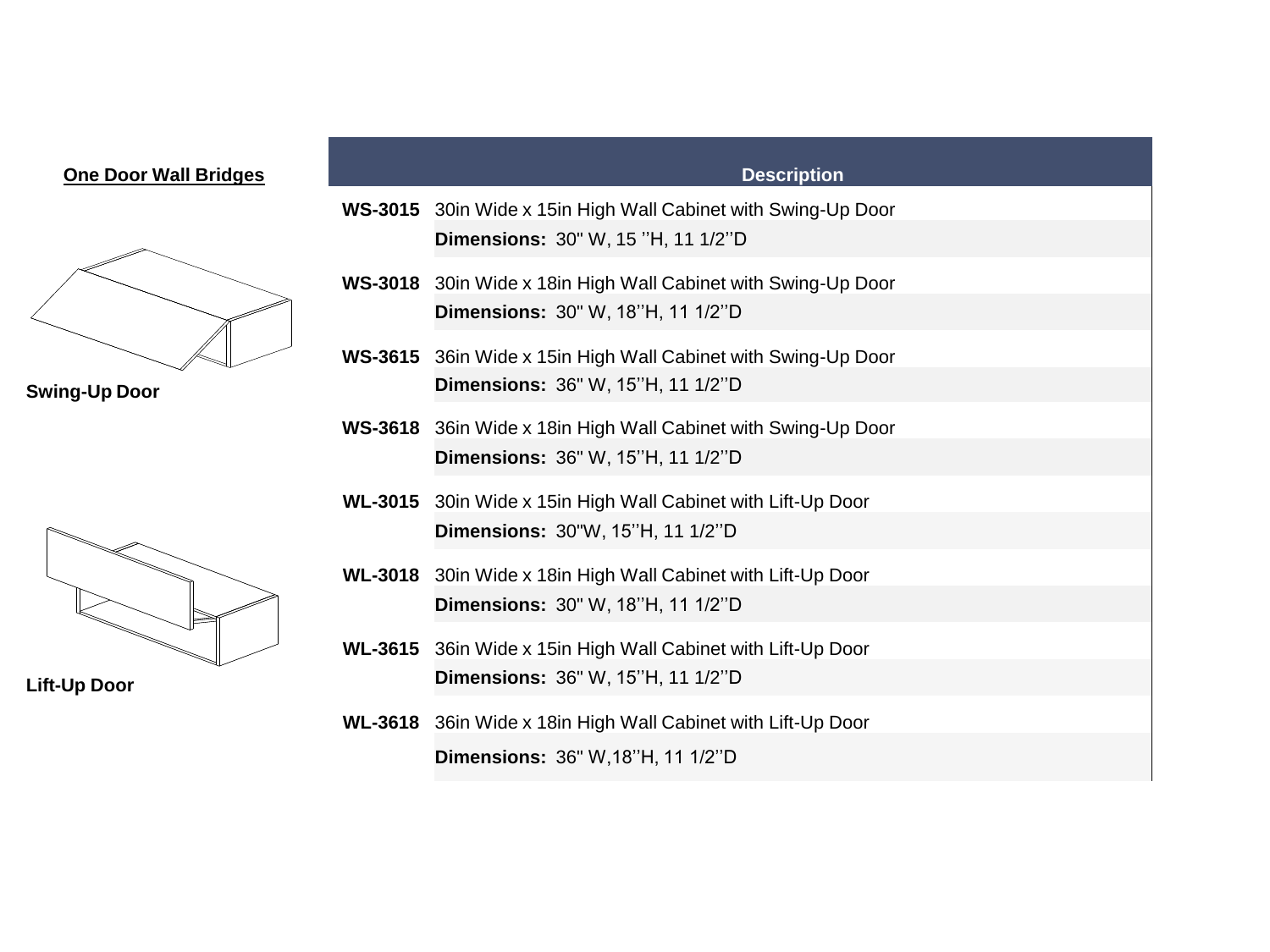## One Door Wall Bridges

**Swing-Up Door**

**Lift-Up Door**

| | Description |
|---|---|
| **WS-3015** | 30in Wide x 15in High Wall Cabinet with Swing-Up Door |
| | **Dimensions:** 30" W, 15 ''H, 11 1/2''D |
| **WS-3018** | 30in Wide x 18in High Wall Cabinet with Swing-Up Door |
| | **Dimensions:** 30" W, 18''H, 11 1/2''D |
| **WS-3615** | 36in Wide x 15in High Wall Cabinet with Swing-Up Door |
| | **Dimensions:** 36" W, 15''H, 11 1/2''D |
| **WS-3618** | 36in Wide x 18in High Wall Cabinet with Swing-Up Door |
| | **Dimensions:** 36" W, 15''H, 11 1/2''D |
| **WL-3015** | 30in Wide x 15in High Wall Cabinet with Lift-Up Door |
| | **Dimensions:** 30"W, 15''H, 11 1/2''D |
| **WL-3018** | 30in Wide x 18in High Wall Cabinet with Lift-Up Door |
| | **Dimensions:** 30" W, 18''H, 11 1/2''D |
| **WL-3615** | 36in Wide x 15in High Wall Cabinet with Lift-Up Door |
| | **Dimensions:** 36" W, 15''H, 11 1/2''D |
| **WL-3618** | 36in Wide x 18in High Wall Cabinet with Lift-Up Door |
| | **Dimensions:** 36" W,18''H, 11 1/2''D |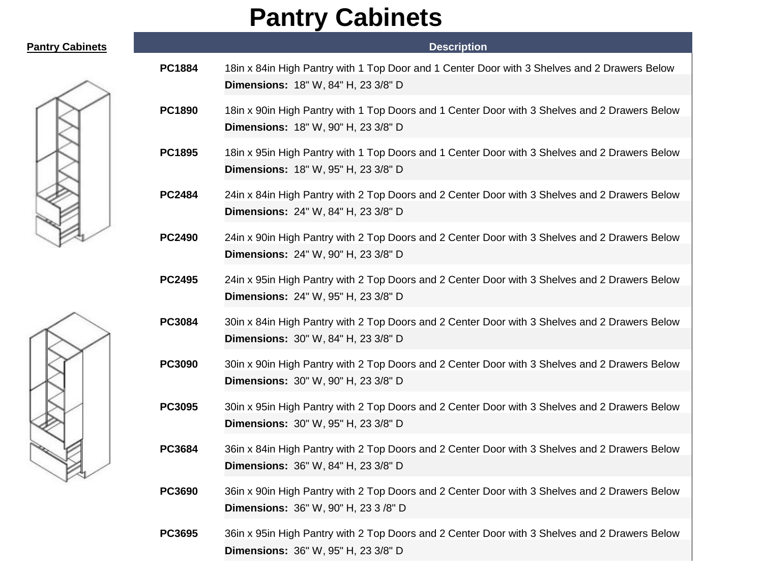# Pantry Cabinets

| Pantry Cabinets | | Description |
|---|---|---|
| | **PC1884** | 18in x 84in High Pantry with 1 Top Door and 1 Center Door with 3 Shelves and 2 Drawers Below |
| | | **Dimensions:** 18" W, 84" H, 23 3/8" D |
| | **PC1890** | 18in x 90in High Pantry with 1 Top Doors and 1 Center Door with 3 Shelves and 2 Drawers Below |
| | | **Dimensions:** 18" W, 90" H, 23 3/8" D |
| | **PC1895** | 18in x 95in High Pantry with 1 Top Doors and 1 Center Door with 3 Shelves and 2 Drawers Below |
| | | **Dimensions:** 18" W, 95" H, 23 3/8" D |
| | **PC2484** | 24in x 84in High Pantry with 2 Top Doors and 2 Center Door with 3 Shelves and 2 Drawers Below |
| | | **Dimensions:** 24" W, 84" H, 23 3/8" D |
| | **PC2490** | 24in x 90in High Pantry with 2 Top Doors and 2 Center Door with 3 Shelves and 2 Drawers Below |
| | | **Dimensions:** 24" W, 90" H, 23 3/8" D |
| | **PC2495** | 24in x 95in High Pantry with 2 Top Doors and 2 Center Door with 3 Shelves and 2 Drawers Below |
| | | **Dimensions:** 24" W, 95" H, 23 3/8" D |
| | **PC3084** | 30in x 84in High Pantry with 2 Top Doors and 2 Center Door with 3 Shelves and 2 Drawers Below |
| | | **Dimensions:** 30" W, 84" H, 23 3/8" D |
| | **PC3090** | 30in x 90in High Pantry with 2 Top Doors and 2 Center Door with 3 Shelves and 2 Drawers Below |
| | | **Dimensions:** 30" W, 90" H, 23 3/8" D |
| | **PC3095** | 30in x 95in High Pantry with 2 Top Doors and 2 Center Door with 3 Shelves and 2 Drawers Below |
| | | **Dimensions:** 30" W, 95" H, 23 3/8" D |
| | **PC3684** | 36in x 84in High Pantry with 2 Top Doors and 2 Center Door with 3 Shelves and 2 Drawers Below |
| | | **Dimensions:** 36" W, 84" H, 23 3/8" D |
| | **PC3690** | 36in x 90in High Pantry with 2 Top Doors and 2 Center Door with 3 Shelves and 2 Drawers Below |
| | | **Dimensions:** 36" W, 90" H, 23 3 /8" D |
| | **PC3695** | 36in x 95in High Pantry with 2 Top Doors and 2 Center Door with 3 Shelves and 2 Drawers Below |
| | | **Dimensions:** 36" W, 95" H, 23 3/8" D |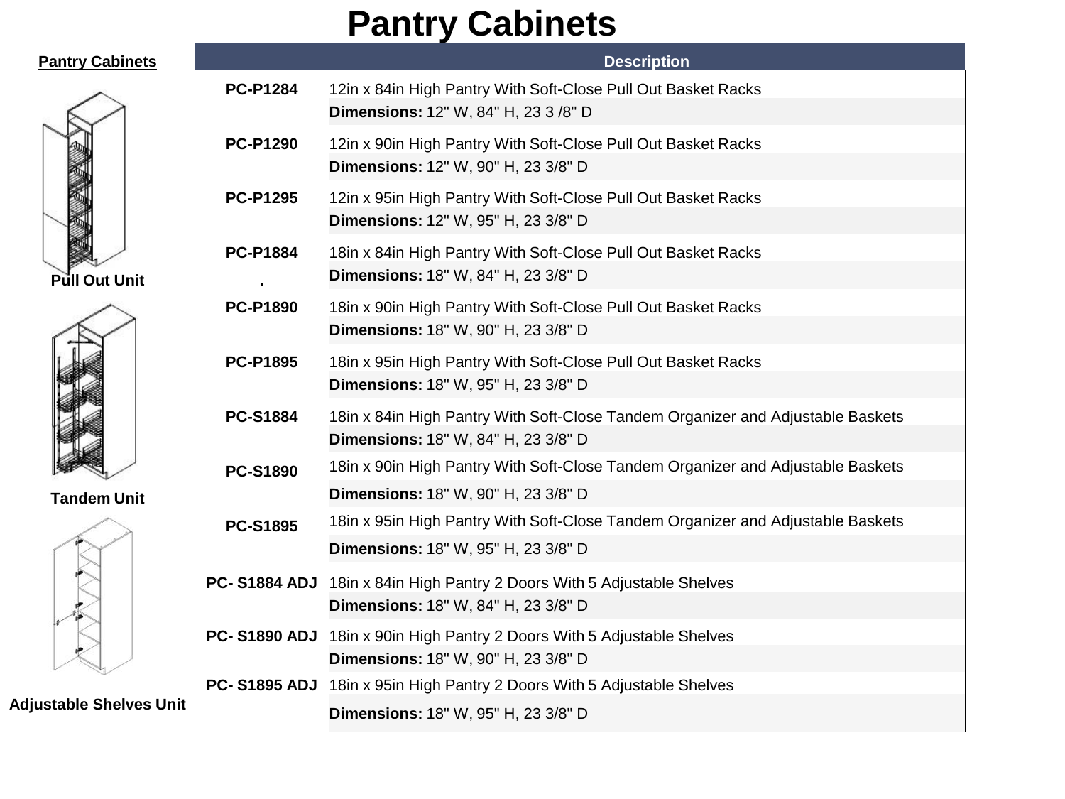# Pantry Cabinets

**Pantry Cabinets**

Pull Out Unit

Tandem Unit

Adjustable Shelves Unit

| | Description |
|---|---|
| **PC-P1284** | 12in x 84in High Pantry With Soft-Close Pull Out Basket Racks<br>**Dimensions:** 12" W, 84" H, 23 3 /8" D |
| **PC-P1290** | 12in x 90in High Pantry With Soft-Close Pull Out Basket Racks<br>**Dimensions:** 12" W, 90" H, 23 3/8" D |
| **PC-P1295** | 12in x 95in High Pantry With Soft-Close Pull Out Basket Racks<br>**Dimensions:** 12" W, 95" H, 23 3/8" D |
| **PC-P1884**<br>**.** | 18in x 84in High Pantry With Soft-Close Pull Out Basket Racks<br>**Dimensions:** 18" W, 84" H, 23 3/8" D |
| **PC-P1890** | 18in x 90in High Pantry With Soft-Close Pull Out Basket Racks<br>**Dimensions:** 18" W, 90" H, 23 3/8" D |
| **PC-P1895** | 18in x 95in High Pantry With Soft-Close Pull Out Basket Racks<br>**Dimensions:** 18" W, 95" H, 23 3/8" D |
| **PC-S1884** | 18in x 84in High Pantry With Soft-Close Tandem Organizer and Adjustable Baskets<br>**Dimensions:** 18" W, 84" H, 23 3/8" D |
| **PC-S1890** | 18in x 90in High Pantry With Soft-Close Tandem Organizer and Adjustable Baskets<br>**Dimensions:** 18" W, 90" H, 23 3/8" D |
| **PC-S1895** | 18in x 95in High Pantry With Soft-Close Tandem Organizer and Adjustable Baskets<br>**Dimensions:** 18" W, 95" H, 23 3/8" D |
| **PC- S1884 ADJ** | 18in x 84in High Pantry 2 Doors With 5 Adjustable Shelves<br>**Dimensions:** 18" W, 84" H, 23 3/8" D |
| **PC- S1890 ADJ** | 18in x 90in High Pantry 2 Doors With 5 Adjustable Shelves<br>**Dimensions:** 18" W, 90" H, 23 3/8" D |
| **PC- S1895 ADJ** | 18in x 95in High Pantry 2 Doors With 5 Adjustable Shelves<br>**Dimensions:** 18" W, 95" H, 23 3/8" D |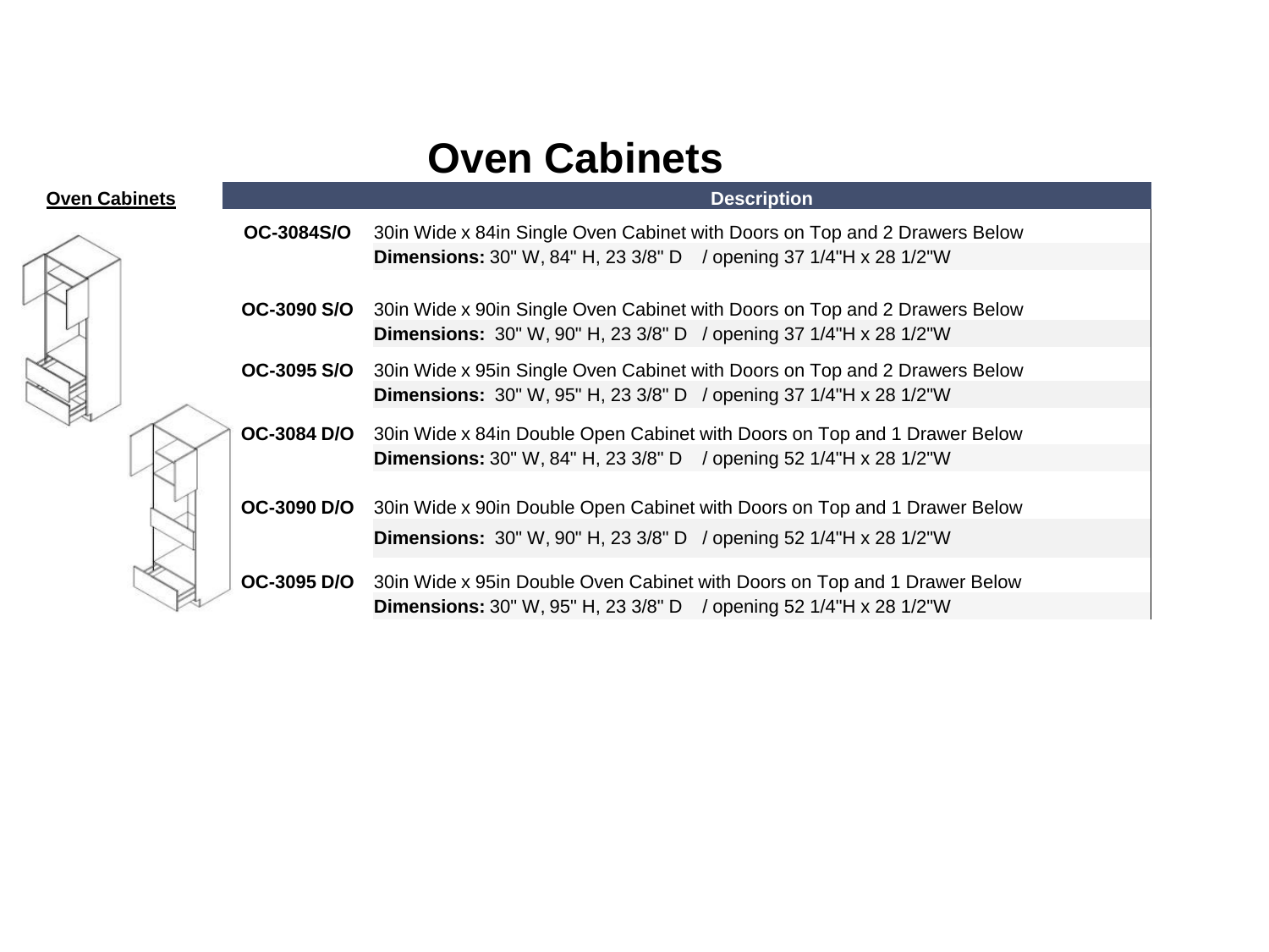# Oven Cabinets

**Oven Cabinets**

| | Description |
|---|---|
| **OC-3084S/O** | 30in Wide x 84in Single Oven Cabinet with Doors on Top and 2 Drawers Below<br>**Dimensions:** 30" W, 84" H, 23 3/8" D / opening 37 1/4"H x 28 1/2"W |
| **OC-3090 S/O** | 30in Wide x 90in Single Oven Cabinet with Doors on Top and 2 Drawers Below<br>**Dimensions:** 30" W, 90" H, 23 3/8" D / opening 37 1/4"H x 28 1/2"W |
| **OC-3095 S/O** | 30in Wide x 95in Single Oven Cabinet with Doors on Top and 2 Drawers Below<br>**Dimensions:** 30" W, 95" H, 23 3/8" D / opening 37 1/4"H x 28 1/2"W |
| **OC-3084 D/O** | 30in Wide x 84in Double Open Cabinet with Doors on Top and 1 Drawer Below<br>**Dimensions:** 30" W, 84" H, 23 3/8" D / opening 52 1/4"H x 28 1/2"W |
| **OC-3090 D/O** | 30in Wide x 90in Double Open Cabinet with Doors on Top and 1 Drawer Below<br>**Dimensions:** 30" W, 90" H, 23 3/8" D / opening 52 1/4"H x 28 1/2"W |
| **OC-3095 D/O** | 30in Wide x 95in Double Oven Cabinet with Doors on Top and 1 Drawer Below<br>**Dimensions:** 30" W, 95" H, 23 3/8" D / opening 52 1/4"H x 28 1/2"W |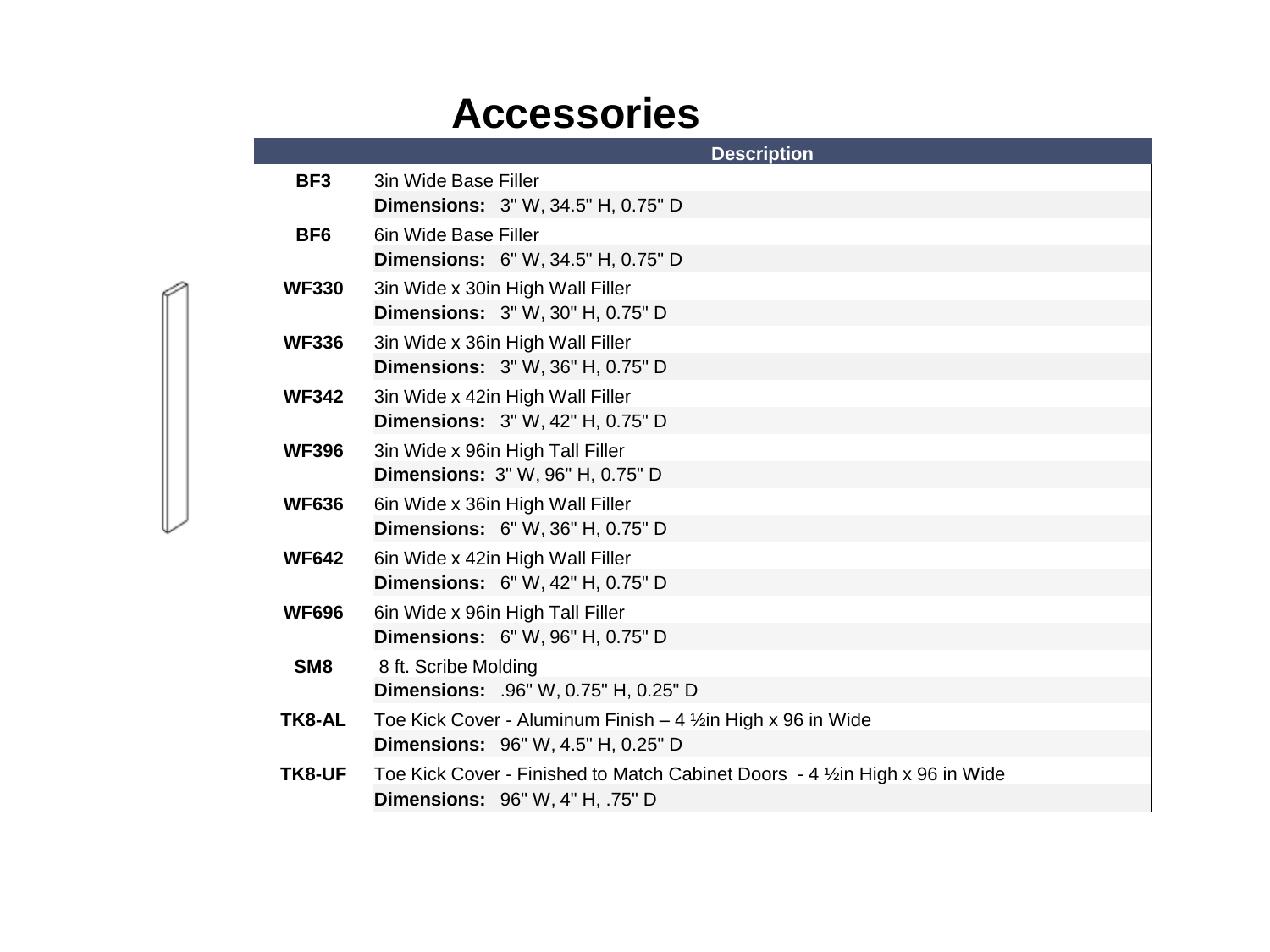# Accessories

| | Description |
|---|---|
| **BF3** | 3in Wide Base Filler<br>**Dimensions:** 3" W, 34.5" H, 0.75" D |
| **BF6** | 6in Wide Base Filler<br>**Dimensions:** 6" W, 34.5" H, 0.75" D |
| **WF330** | 3in Wide x 30in High Wall Filler<br>**Dimensions:** 3" W, 30" H, 0.75" D |
| **WF336** | 3in Wide x 36in High Wall Filler<br>**Dimensions:** 3" W, 36" H, 0.75" D |
| **WF342** | 3in Wide x 42in High Wall Filler<br>**Dimensions:** 3" W, 42" H, 0.75" D |
| **WF396** | 3in Wide x 96in High Tall Filler<br>**Dimensions:** 3" W, 96" H, 0.75" D |
| **WF636** | 6in Wide x 36in High Wall Filler<br>**Dimensions:** 6" W, 36" H, 0.75" D |
| **WF642** | 6in Wide x 42in High Wall Filler<br>**Dimensions:** 6" W, 42" H, 0.75" D |
| **WF696** | 6in Wide x 96in High Tall Filler<br>**Dimensions:** 6" W, 96" H, 0.75" D |
| **SM8** | 8 ft. Scribe Molding<br>**Dimensions:** .96" W, 0.75" H, 0.25" D |
| **TK8-AL** | Toe Kick Cover - Aluminum Finish – 4 ½in High x 96 in Wide<br>**Dimensions:** 96" W, 4.5" H, 0.25" D |
| **TK8-UF** | Toe Kick Cover - Finished to Match Cabinet Doors - 4 ½in High x 96 in Wide<br>**Dimensions:** 96" W, 4" H, .75" D |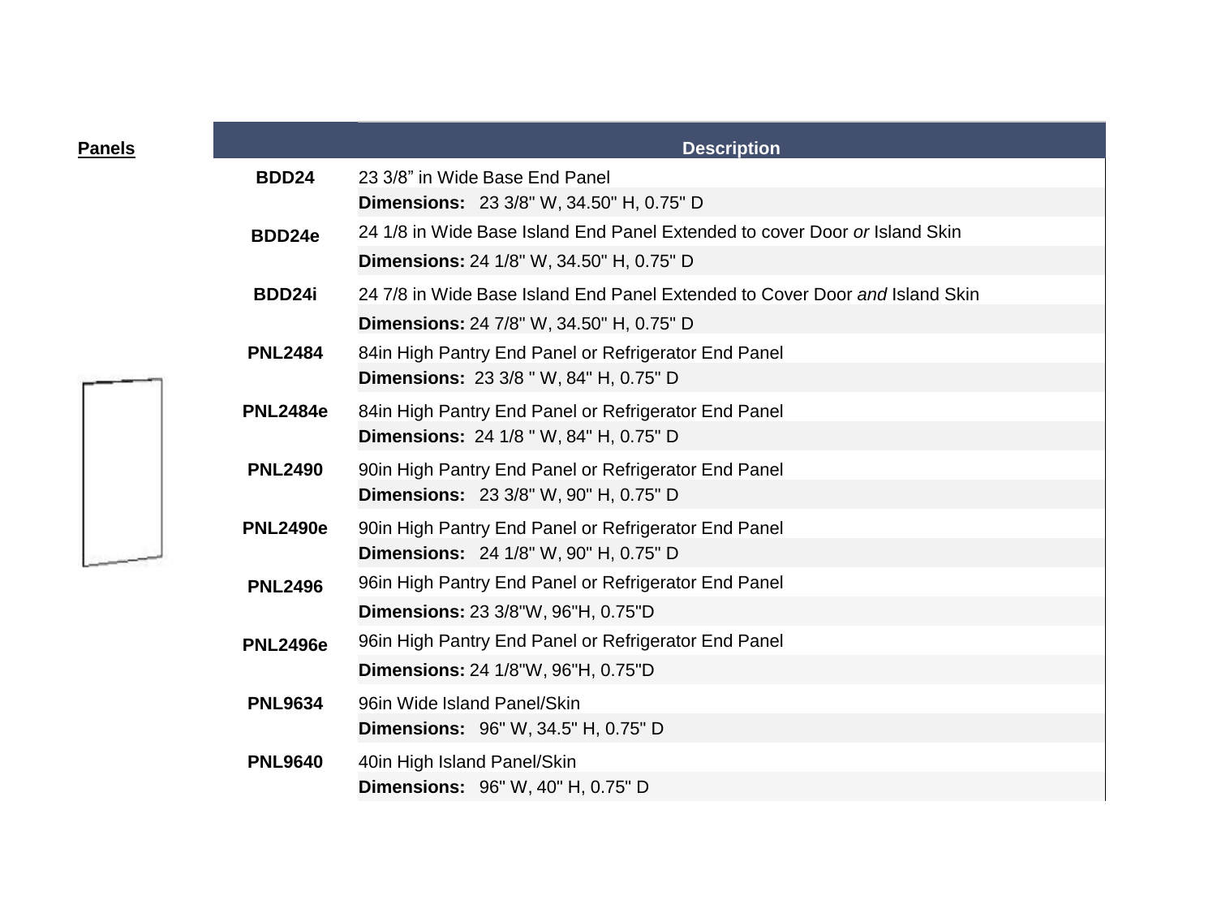**Panels**

| | Description |
|---|---|
| **BDD24** | 23 3/8” in Wide Base End Panel<br>**Dimensions:** 23 3/8" W, 34.50" H, 0.75" D |
| **BDD24e** | 24 1/8 in Wide Base Island End Panel Extended to cover Door *or* Island Skin<br>**Dimensions:** 24 1/8" W, 34.50" H, 0.75" D |
| **BDD24i** | 24 7/8 in Wide Base Island End Panel Extended to Cover Door *and* Island Skin<br>**Dimensions:** 24 7/8" W, 34.50" H, 0.75" D |
| **PNL2484** | 84in High Pantry End Panel or Refrigerator End Panel<br>**Dimensions:** 23 3/8 " W, 84" H, 0.75" D |
| **PNL2484e** | 84in High Pantry End Panel or Refrigerator End Panel<br>**Dimensions:** 24 1/8 " W, 84" H, 0.75" D |
| **PNL2490** | 90in High Pantry End Panel or Refrigerator End Panel<br>**Dimensions:** 23 3/8" W, 90" H, 0.75" D |
| **PNL2490e** | 90in High Pantry End Panel or Refrigerator End Panel<br>**Dimensions:** 24 1/8" W, 90" H, 0.75" D |
| **PNL2496** | 96in High Pantry End Panel or Refrigerator End Panel<br>**Dimensions:** 23 3/8"W, 96"H, 0.75"D |
| **PNL2496e** | 96in High Pantry End Panel or Refrigerator End Panel<br>**Dimensions:** 24 1/8"W, 96"H, 0.75"D |
| **PNL9634** | 96in Wide Island Panel/Skin<br>**Dimensions:** 96" W, 34.5" H, 0.75" D |
| **PNL9640** | 40in High Island Panel/Skin<br>**Dimensions:** 96" W, 40" H, 0.75" D |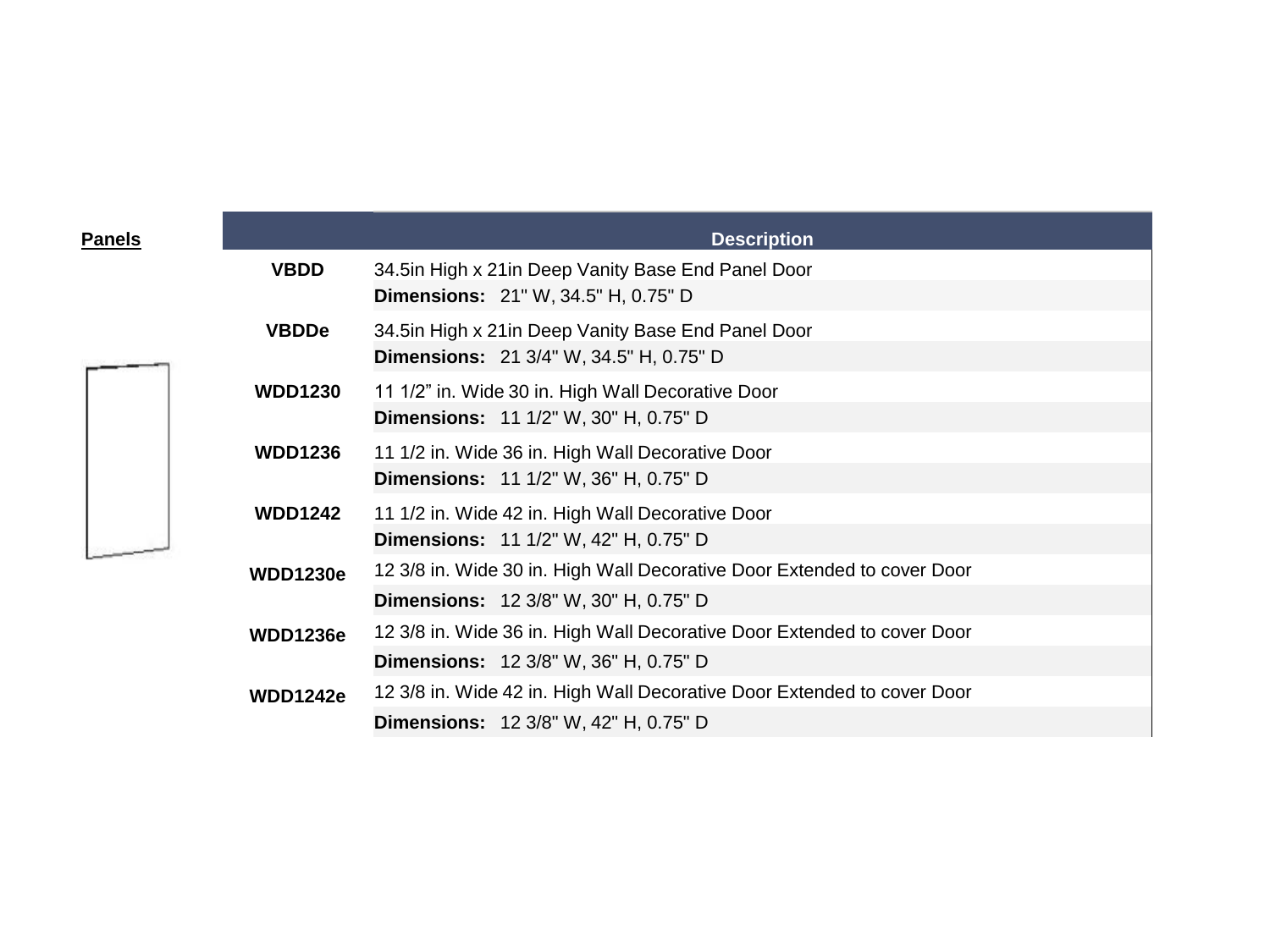**Panels**

| | Description |
|---|---|
| **VBDD** | 34.5in High x 21in Deep Vanity Base End Panel Door<br>**Dimensions:** 21" W, 34.5" H, 0.75" D |
| **VBDDe** | 34.5in High x 21in Deep Vanity Base End Panel Door<br>**Dimensions:** 21 3/4" W, 34.5" H, 0.75" D |
| **WDD1230** | 11 1/2" in. Wide 30 in. High Wall Decorative Door<br>**Dimensions:** 11 1/2" W, 30" H, 0.75" D |
| **WDD1236** | 11 1/2 in. Wide 36 in. High Wall Decorative Door<br>**Dimensions:** 11 1/2" W, 36" H, 0.75" D |
| **WDD1242** | 11 1/2 in. Wide 42 in. High Wall Decorative Door<br>**Dimensions:** 11 1/2" W, 42" H, 0.75" D |
| **WDD1230e** | 12 3/8 in. Wide 30 in. High Wall Decorative Door Extended to cover Door<br>**Dimensions:** 12 3/8" W, 30" H, 0.75" D |
| **WDD1236e** | 12 3/8 in. Wide 36 in. High Wall Decorative Door Extended to cover Door<br>**Dimensions:** 12 3/8" W, 36" H, 0.75" D |
| **WDD1242e** | 12 3/8 in. Wide 42 in. High Wall Decorative Door Extended to cover Door<br>**Dimensions:** 12 3/8" W, 42" H, 0.75" D |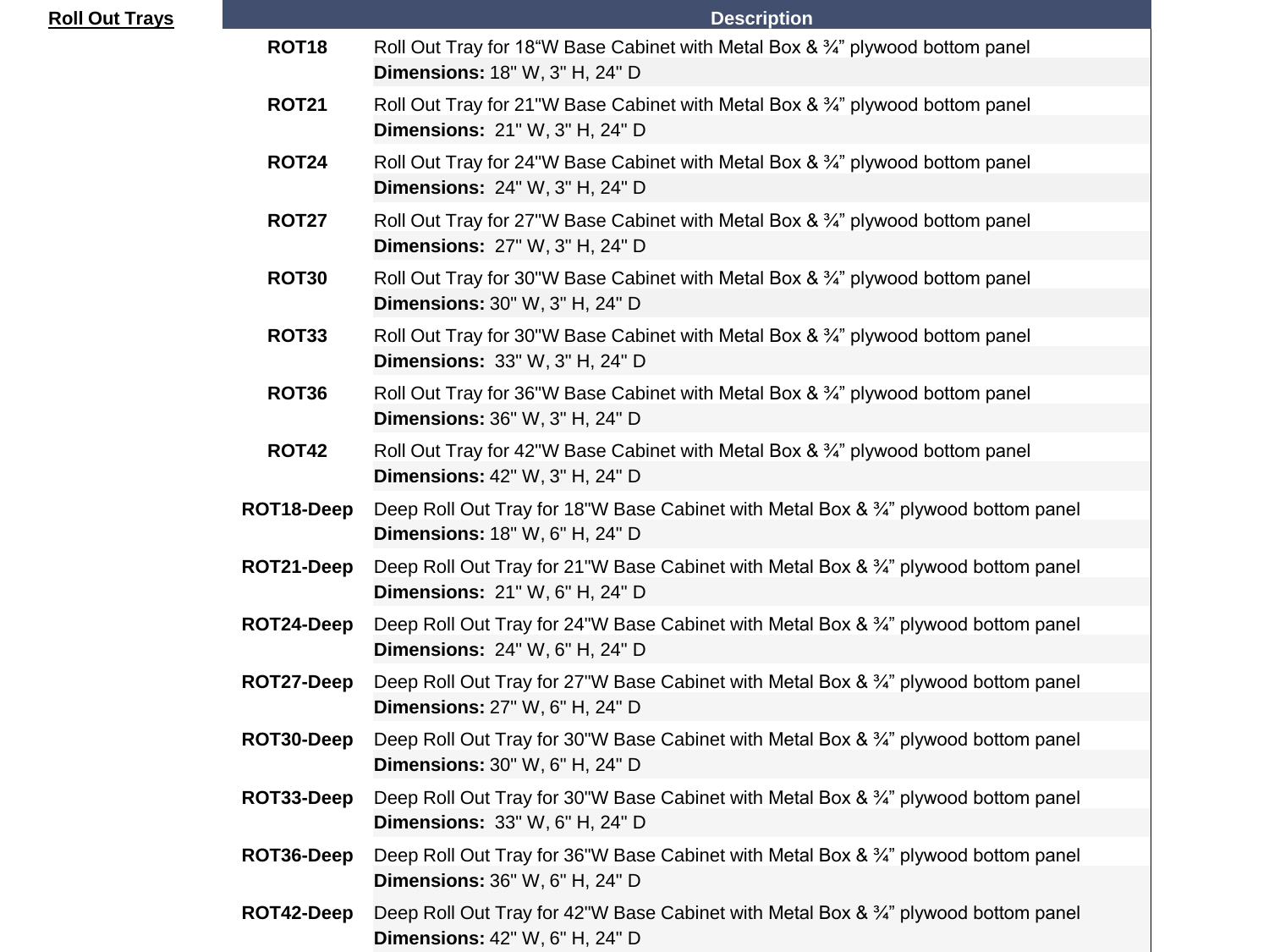**Roll Out Trays**

| | Description |
|---|---|
| **ROT18** | Roll Out Tray for 18"W Base Cabinet with Metal Box & ¾" plywood bottom panel<br>**Dimensions:** 18" W, 3" H, 24" D |
| **ROT21** | Roll Out Tray for 21"W Base Cabinet with Metal Box & ¾" plywood bottom panel<br>**Dimensions:** 21" W, 3" H, 24" D |
| **ROT24** | Roll Out Tray for 24"W Base Cabinet with Metal Box & ¾" plywood bottom panel<br>**Dimensions:** 24" W, 3" H, 24" D |
| **ROT27** | Roll Out Tray for 27"W Base Cabinet with Metal Box & ¾" plywood bottom panel<br>**Dimensions:** 27" W, 3" H, 24" D |
| **ROT30** | Roll Out Tray for 30"W Base Cabinet with Metal Box & ¾" plywood bottom panel<br>**Dimensions:** 30" W, 3" H, 24" D |
| **ROT33** | Roll Out Tray for 30"W Base Cabinet with Metal Box & ¾" plywood bottom panel<br>**Dimensions:** 33" W, 3" H, 24" D |
| **ROT36** | Roll Out Tray for 36"W Base Cabinet with Metal Box & ¾" plywood bottom panel<br>**Dimensions:** 36" W, 3" H, 24" D |
| **ROT42** | Roll Out Tray for 42"W Base Cabinet with Metal Box & ¾" plywood bottom panel<br>**Dimensions:** 42" W, 3" H, 24" D |
| **ROT18-Deep** | Deep Roll Out Tray for 18"W Base Cabinet with Metal Box & ¾" plywood bottom panel<br>**Dimensions:** 18" W, 6" H, 24" D |
| **ROT21-Deep** | Deep Roll Out Tray for 21"W Base Cabinet with Metal Box & ¾" plywood bottom panel<br>**Dimensions:** 21" W, 6" H, 24" D |
| **ROT24-Deep** | Deep Roll Out Tray for 24"W Base Cabinet with Metal Box & ¾" plywood bottom panel<br>**Dimensions:** 24" W, 6" H, 24" D |
| **ROT27-Deep** | Deep Roll Out Tray for 27"W Base Cabinet with Metal Box & ¾" plywood bottom panel<br>**Dimensions:** 27" W, 6" H, 24" D |
| **ROT30-Deep** | Deep Roll Out Tray for 30"W Base Cabinet with Metal Box & ¾" plywood bottom panel<br>**Dimensions:** 30" W, 6" H, 24" D |
| **ROT33-Deep** | Deep Roll Out Tray for 30"W Base Cabinet with Metal Box & ¾" plywood bottom panel<br>**Dimensions:** 33" W, 6" H, 24" D |
| **ROT36-Deep** | Deep Roll Out Tray for 36"W Base Cabinet with Metal Box & ¾" plywood bottom panel<br>**Dimensions:** 36" W, 6" H, 24" D |
| **ROT42-Deep** | Deep Roll Out Tray for 42"W Base Cabinet with Metal Box & ¾" plywood bottom panel<br>**Dimensions:** 42" W, 6" H, 24" D |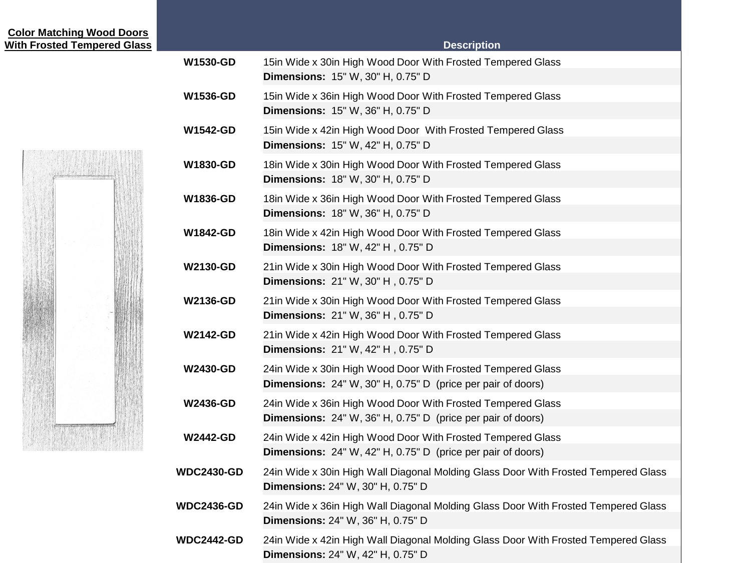**Color Matching Wood Doors With Frosted Tempered Glass**

| | Description |
|---|---|
| **W1530-GD** | 15in Wide x 30in High Wood Door With Frosted Tempered Glass<br>**Dimensions:** 15" W, 30" H, 0.75" D |
| **W1536-GD** | 15in Wide x 36in High Wood Door With Frosted Tempered Glass<br>**Dimensions:** 15" W, 36" H, 0.75" D |
| **W1542-GD** | 15in Wide x 42in High Wood Door With Frosted Tempered Glass<br>**Dimensions:** 15" W, 42" H, 0.75" D |
| **W1830-GD** | 18in Wide x 30in High Wood Door With Frosted Tempered Glass<br>**Dimensions:** 18" W, 30" H, 0.75" D |
| **W1836-GD** | 18in Wide x 36in High Wood Door With Frosted Tempered Glass<br>**Dimensions:** 18" W, 36" H, 0.75" D |
| **W1842-GD** | 18in Wide x 42in High Wood Door With Frosted Tempered Glass<br>**Dimensions:** 18" W, 42" H , 0.75" D |
| **W2130-GD** | 21in Wide x 30in High Wood Door With Frosted Tempered Glass<br>**Dimensions:** 21" W, 30" H , 0.75" D |
| **W2136-GD** | 21in Wide x 30in High Wood Door With Frosted Tempered Glass<br>**Dimensions:** 21" W, 36" H , 0.75" D |
| **W2142-GD** | 21in Wide x 42in High Wood Door With Frosted Tempered Glass<br>**Dimensions:** 21" W, 42" H , 0.75" D |
| **W2430-GD** | 24in Wide x 30in High Wood Door With Frosted Tempered Glass<br>**Dimensions:** 24" W, 30" H, 0.75" D (price per pair of doors) |
| **W2436-GD** | 24in Wide x 36in High Wood Door With Frosted Tempered Glass<br>**Dimensions:** 24" W, 36" H, 0.75" D (price per pair of doors) |
| **W2442-GD** | 24in Wide x 42in High Wood Door With Frosted Tempered Glass<br>**Dimensions:** 24" W, 42" H, 0.75" D (price per pair of doors) |
| **WDC2430-GD** | 24in Wide x 30in High Wall Diagonal Molding Glass Door With Frosted Tempered Glass<br>**Dimensions:** 24" W, 30" H, 0.75" D |
| **WDC2436-GD** | 24in Wide x 36in High Wall Diagonal Molding Glass Door With Frosted Tempered Glass<br>**Dimensions:** 24" W, 36" H, 0.75" D |
| **WDC2442-GD** | 24in Wide x 42in High Wall Diagonal Molding Glass Door With Frosted Tempered Glass<br>**Dimensions:** 24" W, 42" H, 0.75" D |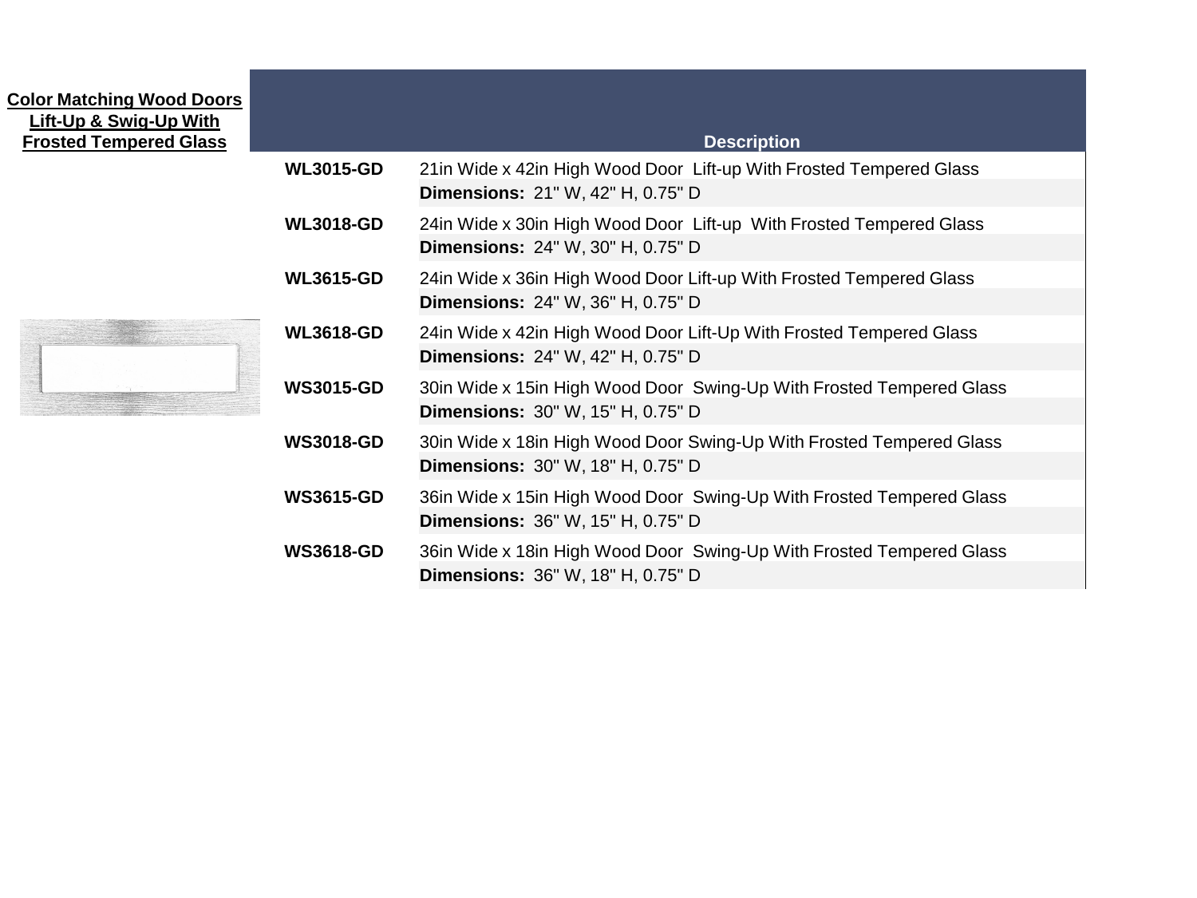**Color Matching Wood Doors Lift-Up & Swig-Up With Frosted Tempered Glass**

| | Description |
|---|---|
| **WL3015-GD** | 21in Wide x 42in High Wood Door Lift-up With Frosted Tempered Glass<br>**Dimensions:** 21" W, 42" H, 0.75" D |
| **WL3018-GD** | 24in Wide x 30in High Wood Door Lift-up With Frosted Tempered Glass<br>**Dimensions:** 24" W, 30" H, 0.75" D |
| **WL3615-GD** | 24in Wide x 36in High Wood Door Lift-up With Frosted Tempered Glass<br>**Dimensions:** 24" W, 36" H, 0.75" D |
| **WL3618-GD** | 24in Wide x 42in High Wood Door Lift-Up With Frosted Tempered Glass<br>**Dimensions:** 24" W, 42" H, 0.75" D |
| **WS3015-GD** | 30in Wide x 15in High Wood Door Swing-Up With Frosted Tempered Glass<br>**Dimensions:** 30" W, 15" H, 0.75" D |
| **WS3018-GD** | 30in Wide x 18in High Wood Door Swing-Up With Frosted Tempered Glass<br>**Dimensions:** 30" W, 18" H, 0.75" D |
| **WS3615-GD** | 36in Wide x 15in High Wood Door Swing-Up With Frosted Tempered Glass<br>**Dimensions:** 36" W, 15" H, 0.75" D |
| **WS3618-GD** | 36in Wide x 18in High Wood Door Swing-Up With Frosted Tempered Glass<br>**Dimensions:** 36" W, 18" H, 0.75" D |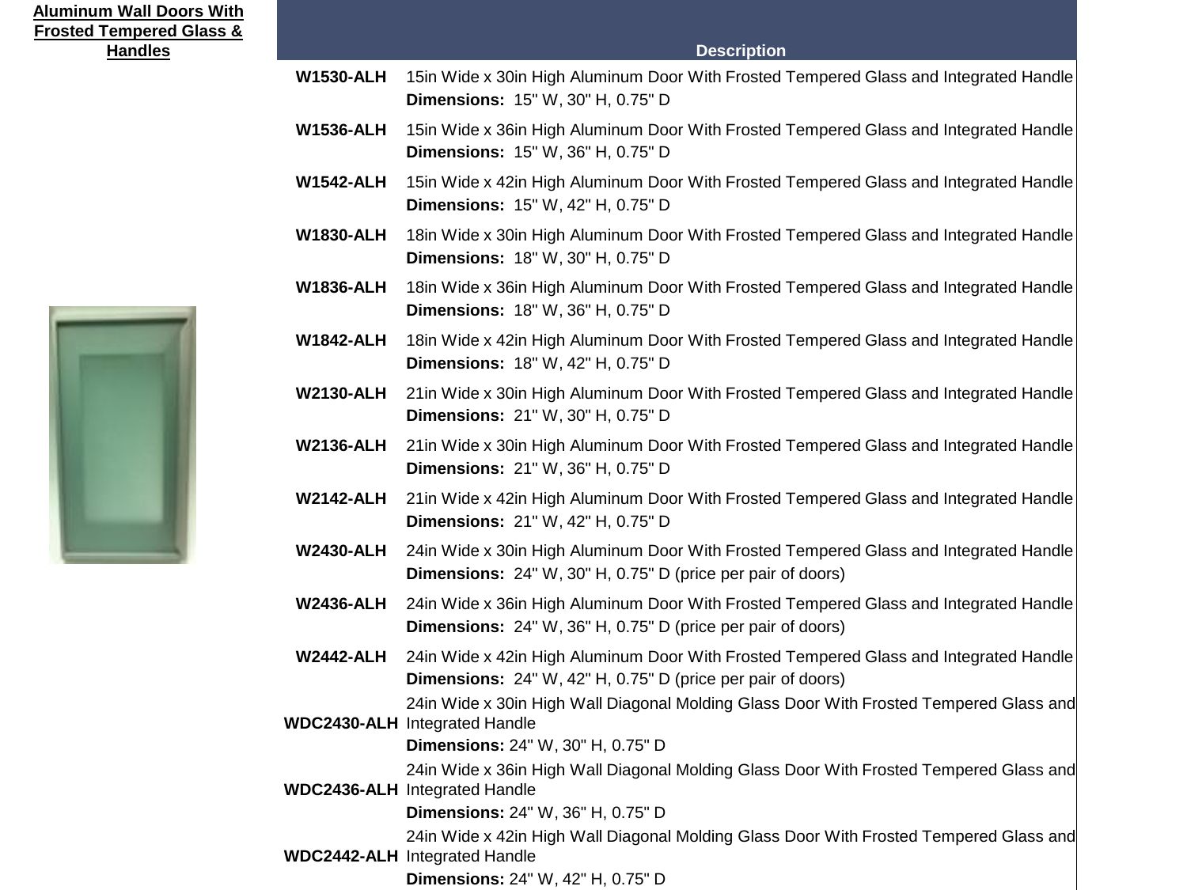**Aluminum Wall Doors With Frosted Tempered Glass & Handles**

| | Description |
|---|---|
| **W1530-ALH** | 15in Wide x 30in High Aluminum Door With Frosted Tempered Glass and Integrated Handle<br>**Dimensions:** 15" W, 30" H, 0.75" D |
| **W1536-ALH** | 15in Wide x 36in High Aluminum Door With Frosted Tempered Glass and Integrated Handle<br>**Dimensions:** 15" W, 36" H, 0.75" D |
| **W1542-ALH** | 15in Wide x 42in High Aluminum Door With Frosted Tempered Glass and Integrated Handle<br>**Dimensions:** 15" W, 42" H, 0.75" D |
| **W1830-ALH** | 18in Wide x 30in High Aluminum Door With Frosted Tempered Glass and Integrated Handle<br>**Dimensions:** 18" W, 30" H, 0.75" D |
| **W1836-ALH** | 18in Wide x 36in High Aluminum Door With Frosted Tempered Glass and Integrated Handle<br>**Dimensions:** 18" W, 36" H, 0.75" D |
| **W1842-ALH** | 18in Wide x 42in High Aluminum Door With Frosted Tempered Glass and Integrated Handle<br>**Dimensions:** 18" W, 42" H, 0.75" D |
| **W2130-ALH** | 21in Wide x 30in High Aluminum Door With Frosted Tempered Glass and Integrated Handle<br>**Dimensions:** 21" W, 30" H, 0.75" D |
| **W2136-ALH** | 21in Wide x 30in High Aluminum Door With Frosted Tempered Glass and Integrated Handle<br>**Dimensions:** 21" W, 36" H, 0.75" D |
| **W2142-ALH** | 21in Wide x 42in High Aluminum Door With Frosted Tempered Glass and Integrated Handle<br>**Dimensions:** 21" W, 42" H, 0.75" D |
| **W2430-ALH** | 24in Wide x 30in High Aluminum Door With Frosted Tempered Glass and Integrated Handle<br>**Dimensions:** 24" W, 30" H, 0.75" D (price per pair of doors) |
| **W2436-ALH** | 24in Wide x 36in High Aluminum Door With Frosted Tempered Glass and Integrated Handle<br>**Dimensions:** 24" W, 36" H, 0.75" D (price per pair of doors) |
| **W2442-ALH** | 24in Wide x 42in High Aluminum Door With Frosted Tempered Glass and Integrated Handle<br>**Dimensions:** 24" W, 42" H, 0.75" D (price per pair of doors) |
| **WDC2430-ALH** | 24in Wide x 30in High Wall Diagonal Molding Glass Door With Frosted Tempered Glass and Integrated Handle<br>**Dimensions:** 24" W, 30" H, 0.75" D |
| **WDC2436-ALH** | 24in Wide x 36in High Wall Diagonal Molding Glass Door With Frosted Tempered Glass and Integrated Handle<br>**Dimensions:** 24" W, 36" H, 0.75" D |
| **WDC2442-ALH** | 24in Wide x 42in High Wall Diagonal Molding Glass Door With Frosted Tempered Glass and Integrated Handle<br>**Dimensions:** 24" W, 42" H, 0.75" D |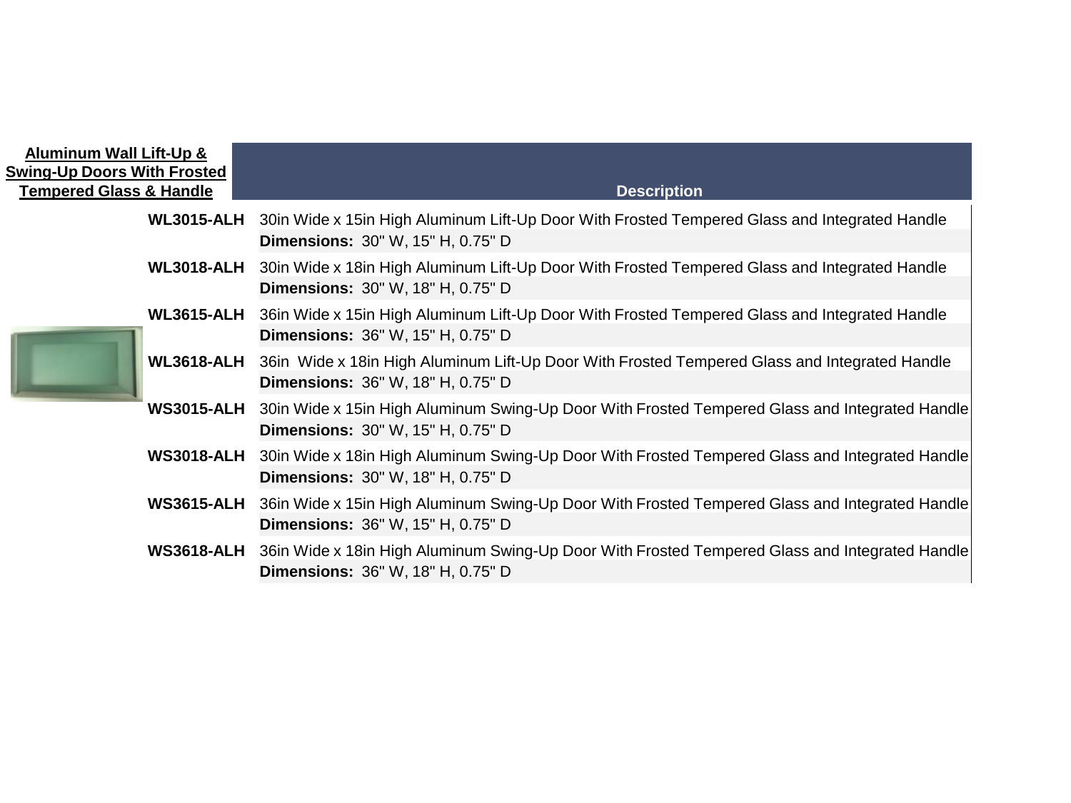**Aluminum Wall Lift-Up & Swing-Up Doors With Frosted Tempered Glass & Handle**

| | Description |
|---|---|
| **WL3015-ALH** | 30in Wide x 15in High Aluminum Lift-Up Door With Frosted Tempered Glass and Integrated Handle<br>**Dimensions:** 30" W, 15" H, 0.75" D |
| **WL3018-ALH** | 30in Wide x 18in High Aluminum Lift-Up Door With Frosted Tempered Glass and Integrated Handle<br>**Dimensions:** 30" W, 18" H, 0.75" D |
| **WL3615-ALH** | 36in Wide x 15in High Aluminum Lift-Up Door With Frosted Tempered Glass and Integrated Handle<br>**Dimensions:** 36" W, 15" H, 0.75" D |
| **WL3618-ALH** | 36in Wide x 18in High Aluminum Lift-Up Door With Frosted Tempered Glass and Integrated Handle<br>**Dimensions:** 36" W, 18" H, 0.75" D |
| **WS3015-ALH** | 30in Wide x 15in High Aluminum Swing-Up Door With Frosted Tempered Glass and Integrated Handle<br>**Dimensions:** 30" W, 15" H, 0.75" D |
| **WS3018-ALH** | 30in Wide x 18in High Aluminum Swing-Up Door With Frosted Tempered Glass and Integrated Handle<br>**Dimensions:** 30" W, 18" H, 0.75" D |
| **WS3615-ALH** | 36in Wide x 15in High Aluminum Swing-Up Door With Frosted Tempered Glass and Integrated Handle<br>**Dimensions:** 36" W, 15" H, 0.75" D |
| **WS3618-ALH** | 36in Wide x 18in High Aluminum Swing-Up Door With Frosted Tempered Glass and Integrated Handle<br>**Dimensions:** 36" W, 18" H, 0.75" D |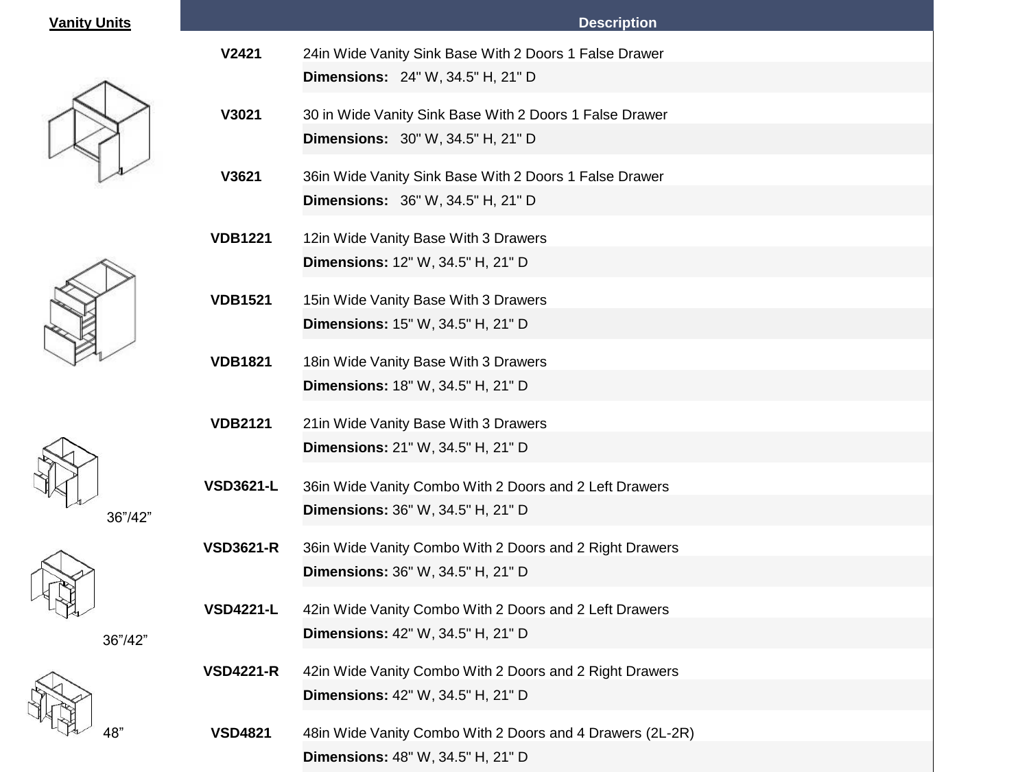**Vanity Units**

| Code | Description |
|---|---|
| V2421 | 24in Wide Vanity Sink Base With 2 Doors 1 False Drawer<br>**Dimensions:** 24" W, 34.5" H, 21" D |
| V3021 | 30 in Wide Vanity Sink Base With 2 Doors 1 False Drawer<br>**Dimensions:** 30" W, 34.5" H, 21" D |
| V3621 | 36in Wide Vanity Sink Base With 2 Doors 1 False Drawer<br>**Dimensions:** 36" W, 34.5" H, 21" D |
| VDB1221 | 12in Wide Vanity Base With 3 Drawers<br>**Dimensions:** 12" W, 34.5" H, 21" D |
| VDB1521 | 15in Wide Vanity Base With 3 Drawers<br>**Dimensions:** 15" W, 34.5" H, 21" D |
| VDB1821 | 18in Wide Vanity Base With 3 Drawers<br>**Dimensions:** 18" W, 34.5" H, 21" D |
| VDB2121 | 21in Wide Vanity Base With 3 Drawers<br>**Dimensions:** 21" W, 34.5" H, 21" D |
| VSD3621-L | 36in Wide Vanity Combo With 2 Doors and 2 Left Drawers<br>**Dimensions:** 36" W, 34.5" H, 21" D |
| VSD3621-R | 36in Wide Vanity Combo With 2 Doors and 2 Right Drawers<br>**Dimensions:** 36" W, 34.5" H, 21" D |
| VSD4221-L | 42in Wide Vanity Combo With 2 Doors and 2 Left Drawers<br>**Dimensions:** 42" W, 34.5" H, 21" D |
| VSD4221-R | 42in Wide Vanity Combo With 2 Doors and 2 Right Drawers<br>**Dimensions:** 42" W, 34.5" H, 21" D |
| VSD4821 | 48in Wide Vanity Combo With 2 Doors and 4 Drawers (2L-2R)<br>**Dimensions:** 48" W, 34.5" H, 21" D |

36”/42”

36”/42”

48”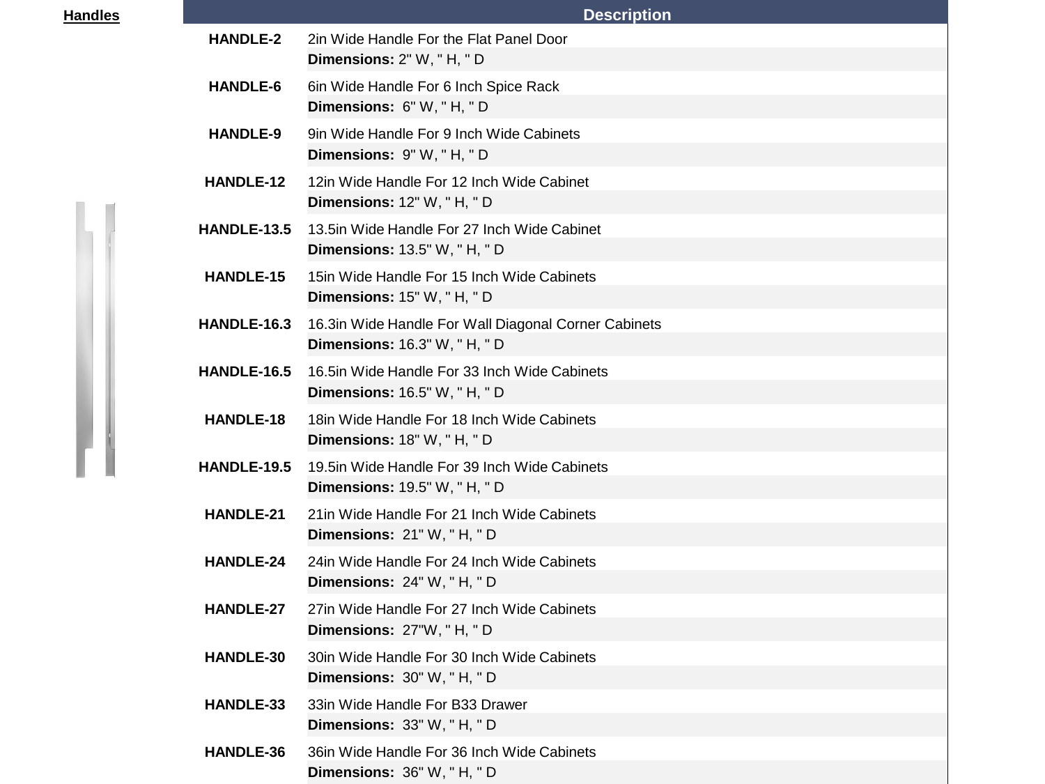**Handles**

| | Description |
|---|---|
| **HANDLE-2** | 2in Wide Handle For the Flat Panel Door<br>**Dimensions:** 2" W, " H, " D |
| **HANDLE-6** | 6in Wide Handle For 6 Inch Spice Rack<br>**Dimensions:** 6" W, " H, " D |
| **HANDLE-9** | 9in Wide Handle For 9 Inch Wide Cabinets<br>**Dimensions:** 9" W, " H, " D |
| **HANDLE-12** | 12in Wide Handle For 12 Inch Wide Cabinet<br>**Dimensions:** 12" W, " H, " D |
| **HANDLE-13.5** | 13.5in Wide Handle For 27 Inch Wide Cabinet<br>**Dimensions:** 13.5" W, " H, " D |
| **HANDLE-15** | 15in Wide Handle For 15 Inch Wide Cabinets<br>**Dimensions:** 15" W, " H, " D |
| **HANDLE-16.3** | 16.3in Wide Handle For Wall Diagonal Corner Cabinets<br>**Dimensions:** 16.3" W, " H, " D |
| **HANDLE-16.5** | 16.5in Wide Handle For 33 Inch Wide Cabinets<br>**Dimensions:** 16.5" W, " H, " D |
| **HANDLE-18** | 18in Wide Handle For 18 Inch Wide Cabinets<br>**Dimensions:** 18" W, " H, " D |
| **HANDLE-19.5** | 19.5in Wide Handle For 39 Inch Wide Cabinets<br>**Dimensions:** 19.5" W, " H, " D |
| **HANDLE-21** | 21in Wide Handle For 21 Inch Wide Cabinets<br>**Dimensions:** 21" W, " H, " D |
| **HANDLE-24** | 24in Wide Handle For 24 Inch Wide Cabinets<br>**Dimensions:** 24" W, " H, " D |
| **HANDLE-27** | 27in Wide Handle For 27 Inch Wide Cabinets<br>**Dimensions:** 27"W, " H, " D |
| **HANDLE-30** | 30in Wide Handle For 30 Inch Wide Cabinets<br>**Dimensions:** 30" W, " H, " D |
| **HANDLE-33** | 33in Wide Handle For B33 Drawer<br>**Dimensions:** 33" W, " H, " D |
| **HANDLE-36** | 36in Wide Handle For 36 Inch Wide Cabinets<br>**Dimensions:** 36" W, " H, " D |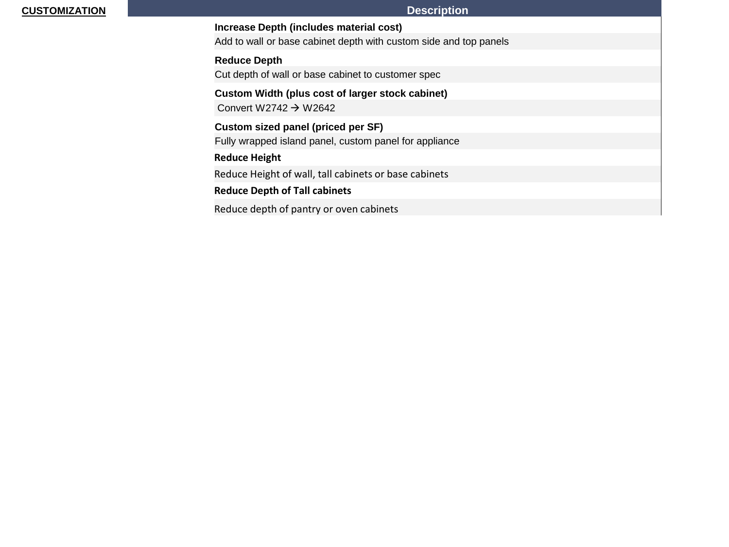**CUSTOMIZATION**

| Description |
|---|
| **Increase Depth (includes material cost)** |
| Add to wall or base cabinet depth with custom side and top panels |
| **Reduce Depth** |
| Cut depth of wall or base cabinet to customer spec |
| **Custom Width (plus cost of larger stock cabinet)** |
| Convert W2742 → W2642 |
| **Custom sized panel (priced per SF)** |
| Fully wrapped island panel, custom panel for appliance |
| **Reduce Height** |
| Reduce Height of wall, tall cabinets or base cabinets |
| **Reduce Depth of Tall cabinets** |
| Reduce depth of pantry or oven cabinets |